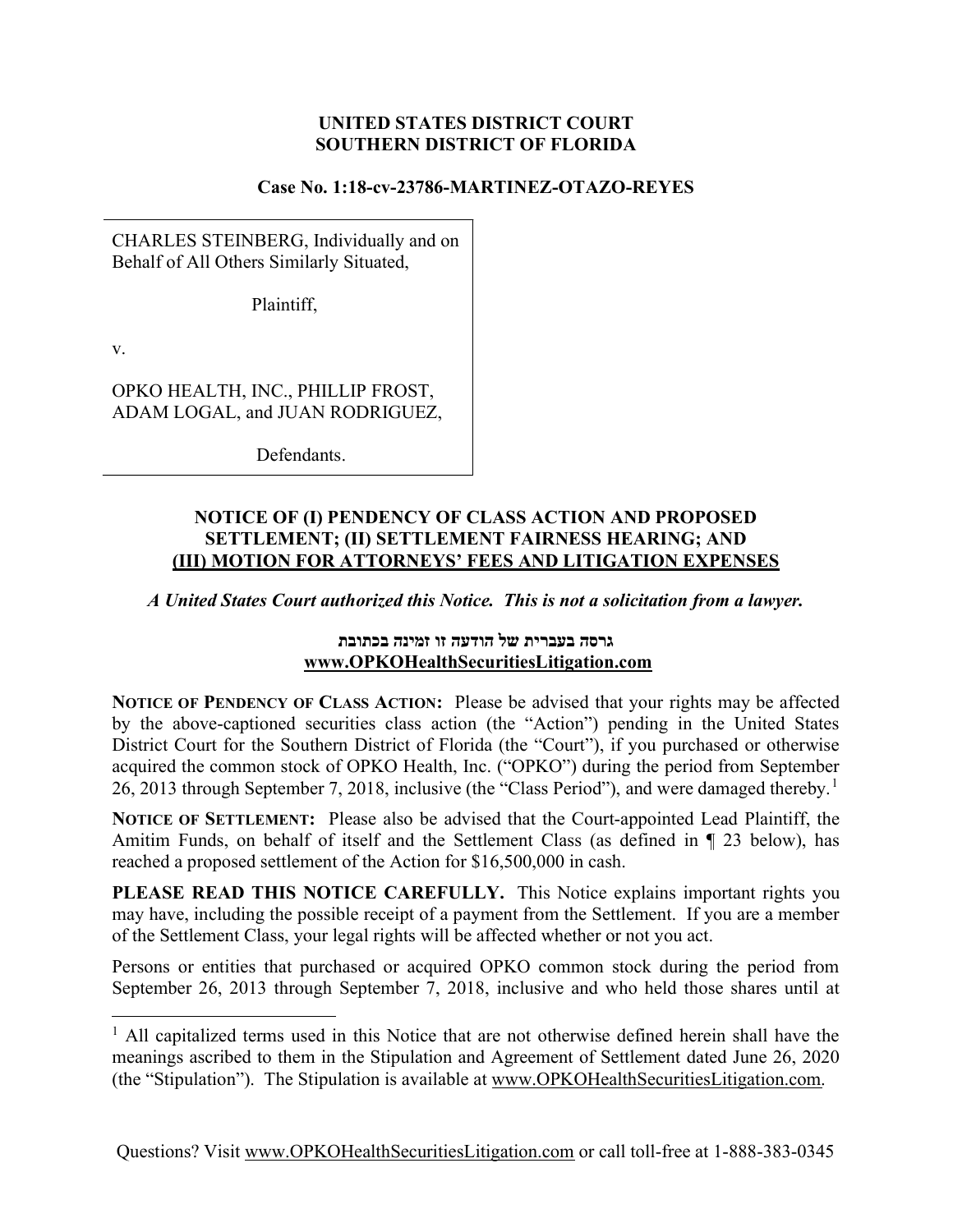**UNITED STATES DISTRICT COURT**
**SOUTHERN DISTRICT OF FLORIDA**

**Case No. 1:18-cv-23786-MARTINEZ-OTAZO-REYES**

CHARLES STEINBERG, Individually and on Behalf of All Others Similarly Situated,

Plaintiff,

v.

OPKO HEALTH, INC., PHILLIP FROST, ADAM LOGAL, and JUAN RODRIGUEZ,

Defendants.

**NOTICE OF (I) PENDENCY OF CLASS ACTION AND PROPOSED SETTLEMENT; (II) SETTLEMENT FAIRNESS HEARING; AND (III) MOTION FOR ATTORNEYS' FEES AND LITIGATION EXPENSES**

***A United States Court authorized this Notice. This is not a solicitation from a lawyer.***

**גרסה בעברית של הודעה זו זמינה בכתובת**
**www.OPKOHealthSecuritiesLitigation.com**

**NOTICE OF PENDENCY OF CLASS ACTION:** Please be advised that your rights may be affected by the above-captioned securities class action (the "Action") pending in the United States District Court for the Southern District of Florida (the "Court"), if you purchased or otherwise acquired the common stock of OPKO Health, Inc. ("OPKO") during the period from September 26, 2013 through September 7, 2018, inclusive (the "Class Period"), and were damaged thereby.[1]

**NOTICE OF SETTLEMENT:** Please also be advised that the Court-appointed Lead Plaintiff, the Amitim Funds, on behalf of itself and the Settlement Class (as defined in ¶ 23 below), has reached a proposed settlement of the Action for $16,500,000 in cash.

**PLEASE READ THIS NOTICE CAREFULLY.** This Notice explains important rights you may have, including the possible receipt of a payment from the Settlement. If you are a member of the Settlement Class, your legal rights will be affected whether or not you act.

Persons or entities that purchased or acquired OPKO common stock during the period from September 26, 2013 through September 7, 2018, inclusive and who held those shares until at

[1] All capitalized terms used in this Notice that are not otherwise defined herein shall have the meanings ascribed to them in the Stipulation and Agreement of Settlement dated June 26, 2020 (the "Stipulation"). The Stipulation is available at www.OPKOHealthSecuritiesLitigation.com.

Questions? Visit www.OPKOHealthSecuritiesLitigation.com or call toll-free at 1-888-383-0345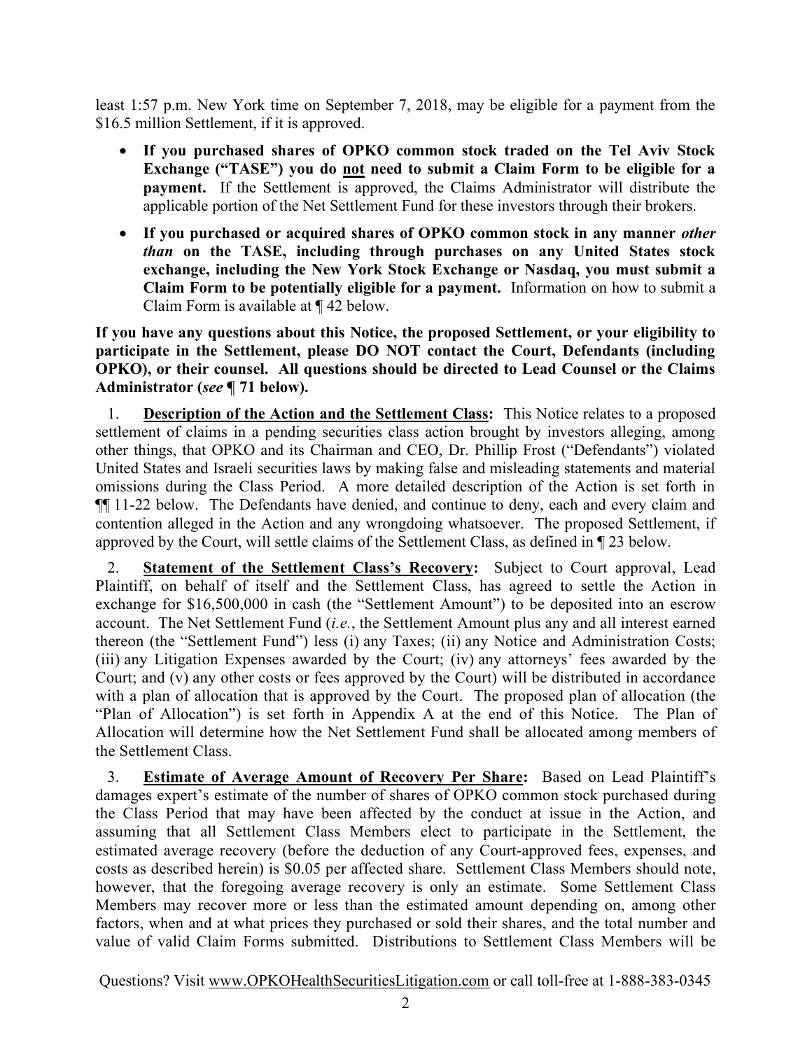least 1:57 p.m. New York time on September 7, 2018, may be eligible for a payment from the $16.5 million Settlement, if it is approved.

- **If you purchased shares of OPKO common stock traded on the Tel Aviv Stock Exchange ("TASE") you do not need to submit a Claim Form to be eligible for a payment.** If the Settlement is approved, the Claims Administrator will distribute the applicable portion of the Net Settlement Fund for these investors through their brokers.
- **If you purchased or acquired shares of OPKO common stock in any manner *other than* on the TASE, including through purchases on any United States stock exchange, including the New York Stock Exchange or Nasdaq, you must submit a Claim Form to be potentially eligible for a payment.** Information on how to submit a Claim Form is available at ¶ 42 below.

**If you have any questions about this Notice, the proposed Settlement, or your eligibility to participate in the Settlement, please DO NOT contact the Court, Defendants (including OPKO), or their counsel. All questions should be directed to Lead Counsel or the Claims Administrator (*see* ¶ 71 below).**

1. **Description of the Action and the Settlement Class:** This Notice relates to a proposed settlement of claims in a pending securities class action brought by investors alleging, among other things, that OPKO and its Chairman and CEO, Dr. Phillip Frost ("Defendants") violated United States and Israeli securities laws by making false and misleading statements and material omissions during the Class Period. A more detailed description of the Action is set forth in ¶¶ 11-22 below. The Defendants have denied, and continue to deny, each and every claim and contention alleged in the Action and any wrongdoing whatsoever. The proposed Settlement, if approved by the Court, will settle claims of the Settlement Class, as defined in ¶ 23 below.

2. **Statement of the Settlement Class's Recovery:** Subject to Court approval, Lead Plaintiff, on behalf of itself and the Settlement Class, has agreed to settle the Action in exchange for $16,500,000 in cash (the "Settlement Amount") to be deposited into an escrow account. The Net Settlement Fund (*i.e.*, the Settlement Amount plus any and all interest earned thereon (the "Settlement Fund") less (i) any Taxes; (ii) any Notice and Administration Costs; (iii) any Litigation Expenses awarded by the Court; (iv) any attorneys' fees awarded by the Court; and (v) any other costs or fees approved by the Court) will be distributed in accordance with a plan of allocation that is approved by the Court. The proposed plan of allocation (the "Plan of Allocation") is set forth in Appendix A at the end of this Notice. The Plan of Allocation will determine how the Net Settlement Fund shall be allocated among members of the Settlement Class.

3. **Estimate of Average Amount of Recovery Per Share:** Based on Lead Plaintiff's damages expert's estimate of the number of shares of OPKO common stock purchased during the Class Period that may have been affected by the conduct at issue in the Action, and assuming that all Settlement Class Members elect to participate in the Settlement, the estimated average recovery (before the deduction of any Court-approved fees, expenses, and costs as described herein) is $0.05 per affected share. Settlement Class Members should note, however, that the foregoing average recovery is only an estimate. Some Settlement Class Members may recover more or less than the estimated amount depending on, among other factors, when and at what prices they purchased or sold their shares, and the total number and value of valid Claim Forms submitted. Distributions to Settlement Class Members will be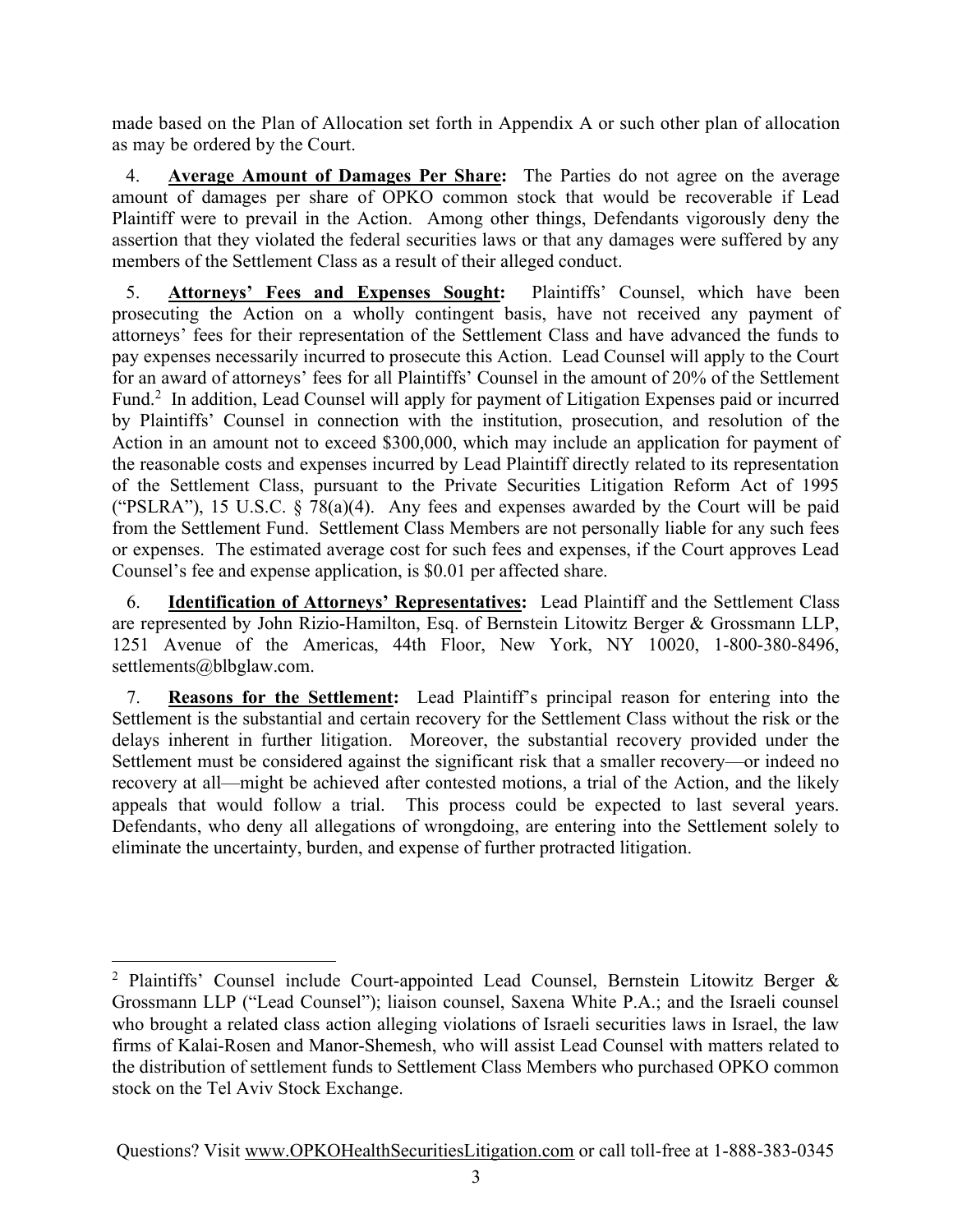made based on the Plan of Allocation set forth in Appendix A or such other plan of allocation as may be ordered by the Court.

4. **Average Amount of Damages Per Share:** The Parties do not agree on the average amount of damages per share of OPKO common stock that would be recoverable if Lead Plaintiff were to prevail in the Action. Among other things, Defendants vigorously deny the assertion that they violated the federal securities laws or that any damages were suffered by any members of the Settlement Class as a result of their alleged conduct.

5. **Attorneys' Fees and Expenses Sought:** Plaintiffs' Counsel, which have been prosecuting the Action on a wholly contingent basis, have not received any payment of attorneys' fees for their representation of the Settlement Class and have advanced the funds to pay expenses necessarily incurred to prosecute this Action. Lead Counsel will apply to the Court for an award of attorneys' fees for all Plaintiffs' Counsel in the amount of 20% of the Settlement Fund.[2] In addition, Lead Counsel will apply for payment of Litigation Expenses paid or incurred by Plaintiffs' Counsel in connection with the institution, prosecution, and resolution of the Action in an amount not to exceed $300,000, which may include an application for payment of the reasonable costs and expenses incurred by Lead Plaintiff directly related to its representation of the Settlement Class, pursuant to the Private Securities Litigation Reform Act of 1995 ("PSLRA"), 15 U.S.C. § 78(a)(4). Any fees and expenses awarded by the Court will be paid from the Settlement Fund. Settlement Class Members are not personally liable for any such fees or expenses. The estimated average cost for such fees and expenses, if the Court approves Lead Counsel's fee and expense application, is $0.01 per affected share.

6. **Identification of Attorneys' Representatives:** Lead Plaintiff and the Settlement Class are represented by John Rizio-Hamilton, Esq. of Bernstein Litowitz Berger & Grossmann LLP, 1251 Avenue of the Americas, 44th Floor, New York, NY 10020, 1-800-380-8496, settlements@blbglaw.com.

7. **Reasons for the Settlement:** Lead Plaintiff's principal reason for entering into the Settlement is the substantial and certain recovery for the Settlement Class without the risk or the delays inherent in further litigation. Moreover, the substantial recovery provided under the Settlement must be considered against the significant risk that a smaller recovery—or indeed no recovery at all—might be achieved after contested motions, a trial of the Action, and the likely appeals that would follow a trial. This process could be expected to last several years. Defendants, who deny all allegations of wrongdoing, are entering into the Settlement solely to eliminate the uncertainty, burden, and expense of further protracted litigation.

---

[2] Plaintiffs' Counsel include Court-appointed Lead Counsel, Bernstein Litowitz Berger & Grossmann LLP ("Lead Counsel"); liaison counsel, Saxena White P.A.; and the Israeli counsel who brought a related class action alleging violations of Israeli securities laws in Israel, the law firms of Kalai-Rosen and Manor-Shemesh, who will assist Lead Counsel with matters related to the distribution of settlement funds to Settlement Class Members who purchased OPKO common stock on the Tel Aviv Stock Exchange.

Questions? Visit www.OPKOHealthSecuritiesLitigation.com or call toll-free at 1-888-383-0345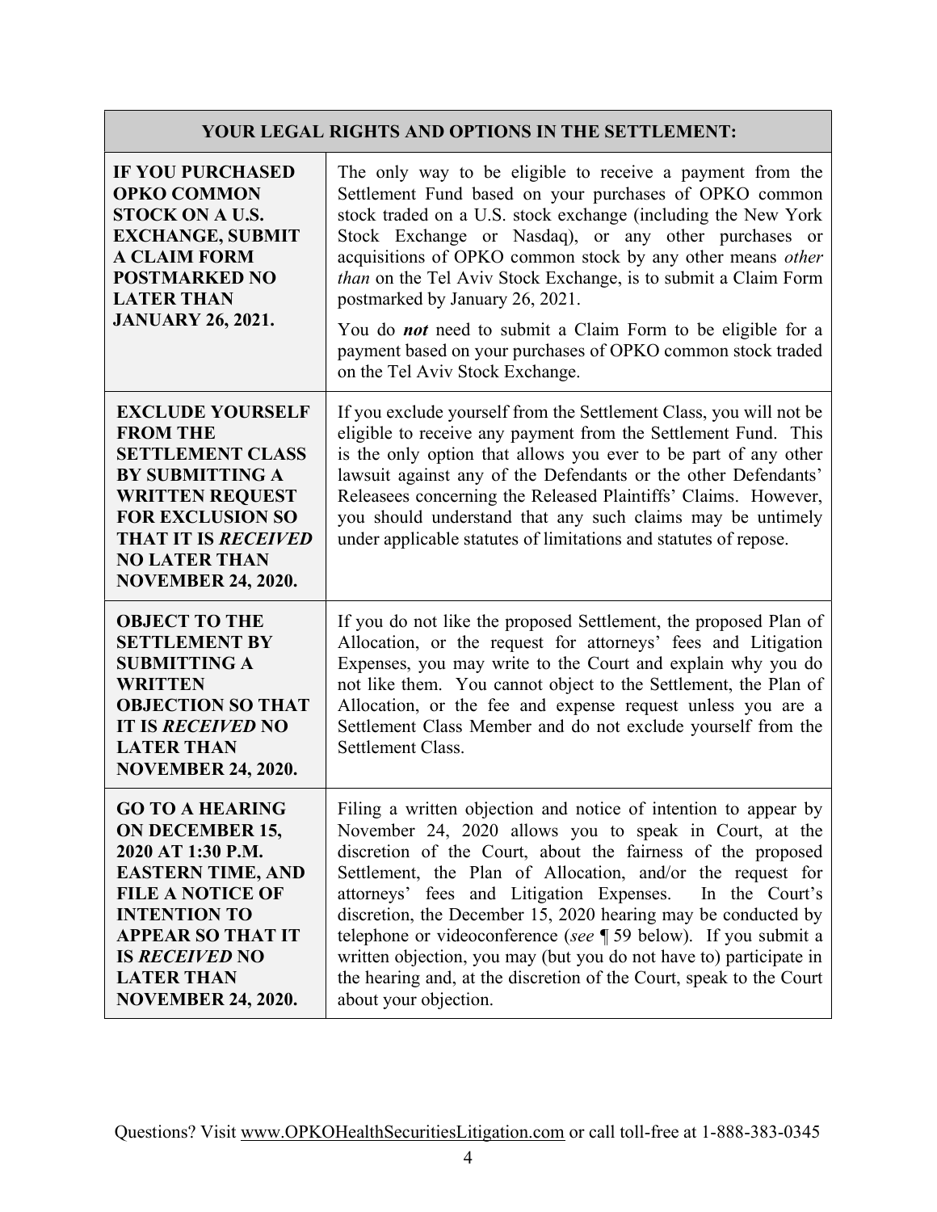| YOUR LEGAL RIGHTS AND OPTIONS IN THE SETTLEMENT: | |
|---|---|
| **IF YOU PURCHASED OPKO COMMON STOCK ON A U.S. EXCHANGE, SUBMIT A CLAIM FORM POSTMARKED NO LATER THAN JANUARY 26, 2021.** | The only way to be eligible to receive a payment from the Settlement Fund based on your purchases of OPKO common stock traded on a U.S. stock exchange (including the New York Stock Exchange or Nasdaq), or any other purchases or acquisitions of OPKO common stock by any other means *other than* on the Tel Aviv Stock Exchange, is to submit a Claim Form postmarked by January 26, 2021.<br><br>You do ***not*** need to submit a Claim Form to be eligible for a payment based on your purchases of OPKO common stock traded on the Tel Aviv Stock Exchange. |
| **EXCLUDE YOURSELF FROM THE SETTLEMENT CLASS BY SUBMITTING A WRITTEN REQUEST FOR EXCLUSION SO THAT IT IS *RECEIVED* NO LATER THAN NOVEMBER 24, 2020.** | If you exclude yourself from the Settlement Class, you will not be eligible to receive any payment from the Settlement Fund. This is the only option that allows you ever to be part of any other lawsuit against any of the Defendants or the other Defendants' Releasees concerning the Released Plaintiffs' Claims. However, you should understand that any such claims may be untimely under applicable statutes of limitations and statutes of repose. |
| **OBJECT TO THE SETTLEMENT BY SUBMITTING A WRITTEN OBJECTION SO THAT IT IS *RECEIVED* NO LATER THAN NOVEMBER 24, 2020.** | If you do not like the proposed Settlement, the proposed Plan of Allocation, or the request for attorneys' fees and Litigation Expenses, you may write to the Court and explain why you do not like them. You cannot object to the Settlement, the Plan of Allocation, or the fee and expense request unless you are a Settlement Class Member and do not exclude yourself from the Settlement Class. |
| **GO TO A HEARING ON DECEMBER 15, 2020 AT 1:30 P.M. EASTERN TIME, AND FILE A NOTICE OF INTENTION TO APPEAR SO THAT IT IS *RECEIVED* NO LATER THAN NOVEMBER 24, 2020.** | Filing a written objection and notice of intention to appear by November 24, 2020 allows you to speak in Court, at the discretion of the Court, about the fairness of the proposed Settlement, the Plan of Allocation, and/or the request for attorneys' fees and Litigation Expenses. In the Court's discretion, the December 15, 2020 hearing may be conducted by telephone or videoconference (*see* ¶ 59 below). If you submit a written objection, you may (but you do not have to) participate in the hearing and, at the discretion of the Court, speak to the Court about your objection. |

Questions? Visit www.OPKOHealthSecuritiesLitigation.com or call toll-free at 1-888-383-0345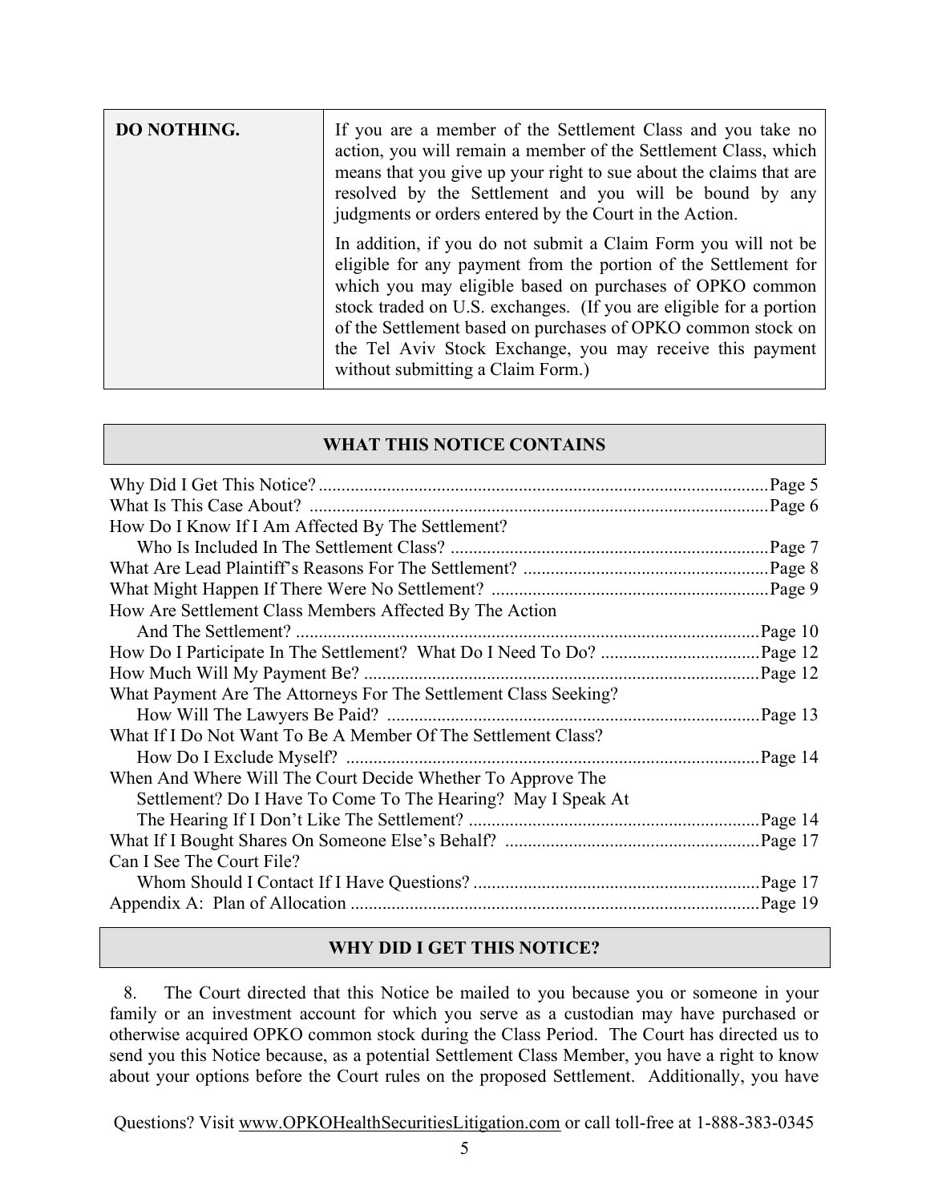| | |
|---|---|
| **DO NOTHING.** | If you are a member of the Settlement Class and you take no action, you will remain a member of the Settlement Class, which means that you give up your right to sue about the claims that are resolved by the Settlement and you will be bound by any judgments or orders entered by the Court in the Action.<br><br>In addition, if you do not submit a Claim Form you will not be eligible for any payment from the portion of the Settlement for which you may eligible based on purchases of OPKO common stock traded on U.S. exchanges. (If you are eligible for a portion of the Settlement based on purchases of OPKO common stock on the Tel Aviv Stock Exchange, you may receive this payment without submitting a Claim Form.) |

## WHAT THIS NOTICE CONTAINS

| | |
|---|---|
| Why Did I Get This Notice? | Page 5 |
| What Is This Case About? | Page 6 |
| How Do I Know If I Am Affected By The Settlement? Who Is Included In The Settlement Class? | Page 7 |
| What Are Lead Plaintiff's Reasons For The Settlement? | Page 8 |
| What Might Happen If There Were No Settlement? | Page 9 |
| How Are Settlement Class Members Affected By The Action And The Settlement? | Page 10 |
| How Do I Participate In The Settlement? What Do I Need To Do? | Page 12 |
| How Much Will My Payment Be? | Page 12 |
| What Payment Are The Attorneys For The Settlement Class Seeking? How Will The Lawyers Be Paid? | Page 13 |
| What If I Do Not Want To Be A Member Of The Settlement Class? How Do I Exclude Myself? | Page 14 |
| When And Where Will The Court Decide Whether To Approve The Settlement? Do I Have To Come To The Hearing? May I Speak At The Hearing If I Don't Like The Settlement? | Page 14 |
| What If I Bought Shares On Someone Else's Behalf? | Page 17 |
| Can I See The Court File? Whom Should I Contact If I Have Questions? | Page 17 |
| Appendix A: Plan of Allocation | Page 19 |

## WHY DID I GET THIS NOTICE?

8. The Court directed that this Notice be mailed to you because you or someone in your family or an investment account for which you serve as a custodian may have purchased or otherwise acquired OPKO common stock during the Class Period. The Court has directed us to send you this Notice because, as a potential Settlement Class Member, you have a right to know about your options before the Court rules on the proposed Settlement. Additionally, you have

Questions? Visit www.OPKOHealthSecuritiesLitigation.com or call toll-free at 1-888-383-0345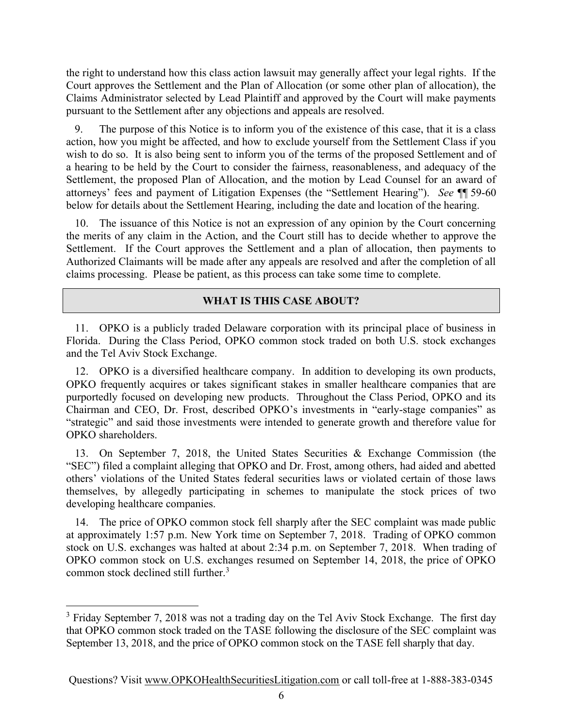the right to understand how this class action lawsuit may generally affect your legal rights. If the Court approves the Settlement and the Plan of Allocation (or some other plan of allocation), the Claims Administrator selected by Lead Plaintiff and approved by the Court will make payments pursuant to the Settlement after any objections and appeals are resolved.

9. The purpose of this Notice is to inform you of the existence of this case, that it is a class action, how you might be affected, and how to exclude yourself from the Settlement Class if you wish to do so. It is also being sent to inform you of the terms of the proposed Settlement and of a hearing to be held by the Court to consider the fairness, reasonableness, and adequacy of the Settlement, the proposed Plan of Allocation, and the motion by Lead Counsel for an award of attorneys' fees and payment of Litigation Expenses (the "Settlement Hearing"). *See* ¶¶ 59-60 below for details about the Settlement Hearing, including the date and location of the hearing.

10. The issuance of this Notice is not an expression of any opinion by the Court concerning the merits of any claim in the Action, and the Court still has to decide whether to approve the Settlement. If the Court approves the Settlement and a plan of allocation, then payments to Authorized Claimants will be made after any appeals are resolved and after the completion of all claims processing. Please be patient, as this process can take some time to complete.

## WHAT IS THIS CASE ABOUT?

11. OPKO is a publicly traded Delaware corporation with its principal place of business in Florida. During the Class Period, OPKO common stock traded on both U.S. stock exchanges and the Tel Aviv Stock Exchange.

12. OPKO is a diversified healthcare company. In addition to developing its own products, OPKO frequently acquires or takes significant stakes in smaller healthcare companies that are purportedly focused on developing new products. Throughout the Class Period, OPKO and its Chairman and CEO, Dr. Frost, described OPKO's investments in "early-stage companies" as "strategic" and said those investments were intended to generate growth and therefore value for OPKO shareholders.

13. On September 7, 2018, the United States Securities & Exchange Commission (the "SEC") filed a complaint alleging that OPKO and Dr. Frost, among others, had aided and abetted others' violations of the United States federal securities laws or violated certain of those laws themselves, by allegedly participating in schemes to manipulate the stock prices of two developing healthcare companies.

14. The price of OPKO common stock fell sharply after the SEC complaint was made public at approximately 1:57 p.m. New York time on September 7, 2018. Trading of OPKO common stock on U.S. exchanges was halted at about 2:34 p.m. on September 7, 2018. When trading of OPKO common stock on U.S. exchanges resumed on September 14, 2018, the price of OPKO common stock declined still further.[3]

[3] Friday September 7, 2018 was not a trading day on the Tel Aviv Stock Exchange. The first day that OPKO common stock traded on the TASE following the disclosure of the SEC complaint was September 13, 2018, and the price of OPKO common stock on the TASE fell sharply that day.

Questions? Visit www.OPKOHealthSecuritiesLitigation.com or call toll-free at 1-888-383-0345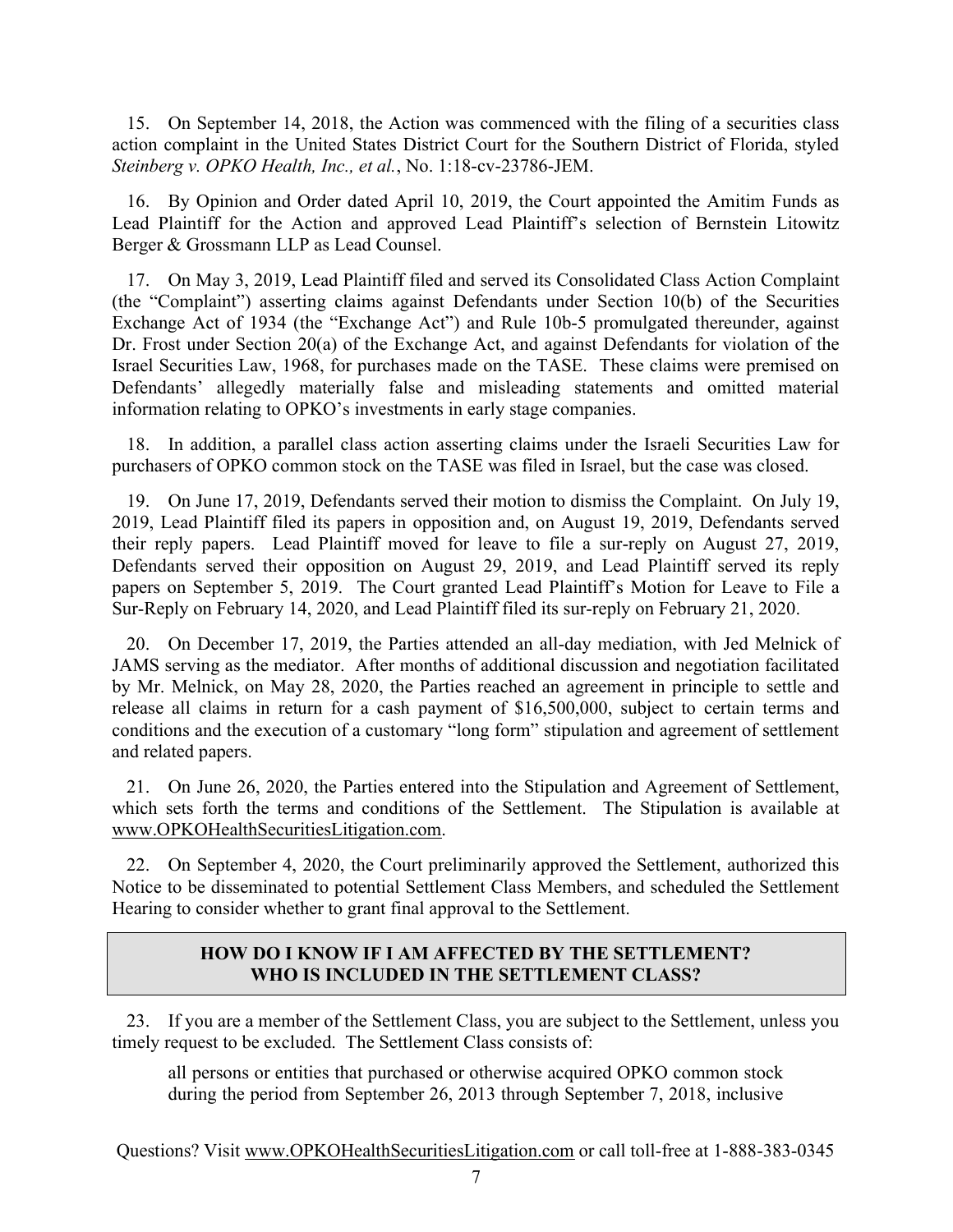15. On September 14, 2018, the Action was commenced with the filing of a securities class action complaint in the United States District Court for the Southern District of Florida, styled *Steinberg v. OPKO Health, Inc., et al.*, No. 1:18-cv-23786-JEM.

16. By Opinion and Order dated April 10, 2019, the Court appointed the Amitim Funds as Lead Plaintiff for the Action and approved Lead Plaintiff's selection of Bernstein Litowitz Berger & Grossmann LLP as Lead Counsel.

17. On May 3, 2019, Lead Plaintiff filed and served its Consolidated Class Action Complaint (the "Complaint") asserting claims against Defendants under Section 10(b) of the Securities Exchange Act of 1934 (the "Exchange Act") and Rule 10b-5 promulgated thereunder, against Dr. Frost under Section 20(a) of the Exchange Act, and against Defendants for violation of the Israel Securities Law, 1968, for purchases made on the TASE. These claims were premised on Defendants' allegedly materially false and misleading statements and omitted material information relating to OPKO's investments in early stage companies.

18. In addition, a parallel class action asserting claims under the Israeli Securities Law for purchasers of OPKO common stock on the TASE was filed in Israel, but the case was closed.

19. On June 17, 2019, Defendants served their motion to dismiss the Complaint. On July 19, 2019, Lead Plaintiff filed its papers in opposition and, on August 19, 2019, Defendants served their reply papers. Lead Plaintiff moved for leave to file a sur-reply on August 27, 2019, Defendants served their opposition on August 29, 2019, and Lead Plaintiff served its reply papers on September 5, 2019. The Court granted Lead Plaintiff's Motion for Leave to File a Sur-Reply on February 14, 2020, and Lead Plaintiff filed its sur-reply on February 21, 2020.

20. On December 17, 2019, the Parties attended an all-day mediation, with Jed Melnick of JAMS serving as the mediator. After months of additional discussion and negotiation facilitated by Mr. Melnick, on May 28, 2020, the Parties reached an agreement in principle to settle and release all claims in return for a cash payment of $16,500,000, subject to certain terms and conditions and the execution of a customary "long form" stipulation and agreement of settlement and related papers.

21. On June 26, 2020, the Parties entered into the Stipulation and Agreement of Settlement, which sets forth the terms and conditions of the Settlement. The Stipulation is available at www.OPKOHealthSecuritiesLitigation.com.

22. On September 4, 2020, the Court preliminarily approved the Settlement, authorized this Notice to be disseminated to potential Settlement Class Members, and scheduled the Settlement Hearing to consider whether to grant final approval to the Settlement.

## HOW DO I KNOW IF I AM AFFECTED BY THE SETTLEMENT? WHO IS INCLUDED IN THE SETTLEMENT CLASS?

23. If you are a member of the Settlement Class, you are subject to the Settlement, unless you timely request to be excluded. The Settlement Class consists of:

> all persons or entities that purchased or otherwise acquired OPKO common stock during the period from September 26, 2013 through September 7, 2018, inclusive

Questions? Visit www.OPKOHealthSecuritiesLitigation.com or call toll-free at 1-888-383-0345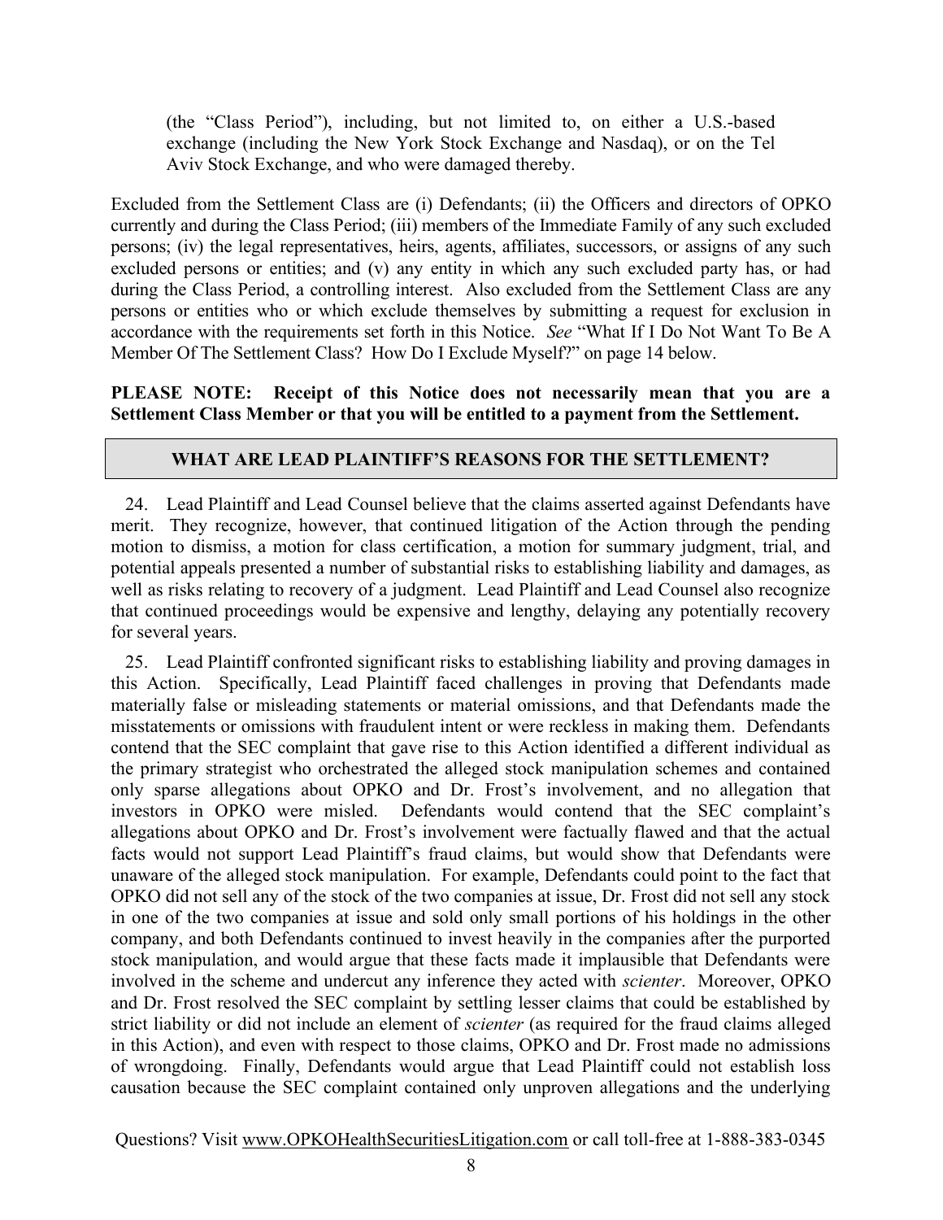(the "Class Period"), including, but not limited to, on either a U.S.-based exchange (including the New York Stock Exchange and Nasdaq), or on the Tel Aviv Stock Exchange, and who were damaged thereby.

Excluded from the Settlement Class are (i) Defendants; (ii) the Officers and directors of OPKO currently and during the Class Period; (iii) members of the Immediate Family of any such excluded persons; (iv) the legal representatives, heirs, agents, affiliates, successors, or assigns of any such excluded persons or entities; and (v) any entity in which any such excluded party has, or had during the Class Period, a controlling interest. Also excluded from the Settlement Class are any persons or entities who or which exclude themselves by submitting a request for exclusion in accordance with the requirements set forth in this Notice. *See* "What If I Do Not Want To Be A Member Of The Settlement Class? How Do I Exclude Myself?" on page 14 below.

**PLEASE NOTE: Receipt of this Notice does not necessarily mean that you are a Settlement Class Member or that you will be entitled to a payment from the Settlement.**

## WHAT ARE LEAD PLAINTIFF'S REASONS FOR THE SETTLEMENT?

24. Lead Plaintiff and Lead Counsel believe that the claims asserted against Defendants have merit. They recognize, however, that continued litigation of the Action through the pending motion to dismiss, a motion for class certification, a motion for summary judgment, trial, and potential appeals presented a number of substantial risks to establishing liability and damages, as well as risks relating to recovery of a judgment. Lead Plaintiff and Lead Counsel also recognize that continued proceedings would be expensive and lengthy, delaying any potentially recovery for several years.

25. Lead Plaintiff confronted significant risks to establishing liability and proving damages in this Action. Specifically, Lead Plaintiff faced challenges in proving that Defendants made materially false or misleading statements or material omissions, and that Defendants made the misstatements or omissions with fraudulent intent or were reckless in making them. Defendants contend that the SEC complaint that gave rise to this Action identified a different individual as the primary strategist who orchestrated the alleged stock manipulation schemes and contained only sparse allegations about OPKO and Dr. Frost's involvement, and no allegation that investors in OPKO were misled. Defendants would contend that the SEC complaint's allegations about OPKO and Dr. Frost's involvement were factually flawed and that the actual facts would not support Lead Plaintiff's fraud claims, but would show that Defendants were unaware of the alleged stock manipulation. For example, Defendants could point to the fact that OPKO did not sell any of the stock of the two companies at issue, Dr. Frost did not sell any stock in one of the two companies at issue and sold only small portions of his holdings in the other company, and both Defendants continued to invest heavily in the companies after the purported stock manipulation, and would argue that these facts made it implausible that Defendants were involved in the scheme and undercut any inference they acted with *scienter*. Moreover, OPKO and Dr. Frost resolved the SEC complaint by settling lesser claims that could be established by strict liability or did not include an element of *scienter* (as required for the fraud claims alleged in this Action), and even with respect to those claims, OPKO and Dr. Frost made no admissions of wrongdoing. Finally, Defendants would argue that Lead Plaintiff could not establish loss causation because the SEC complaint contained only unproven allegations and the underlying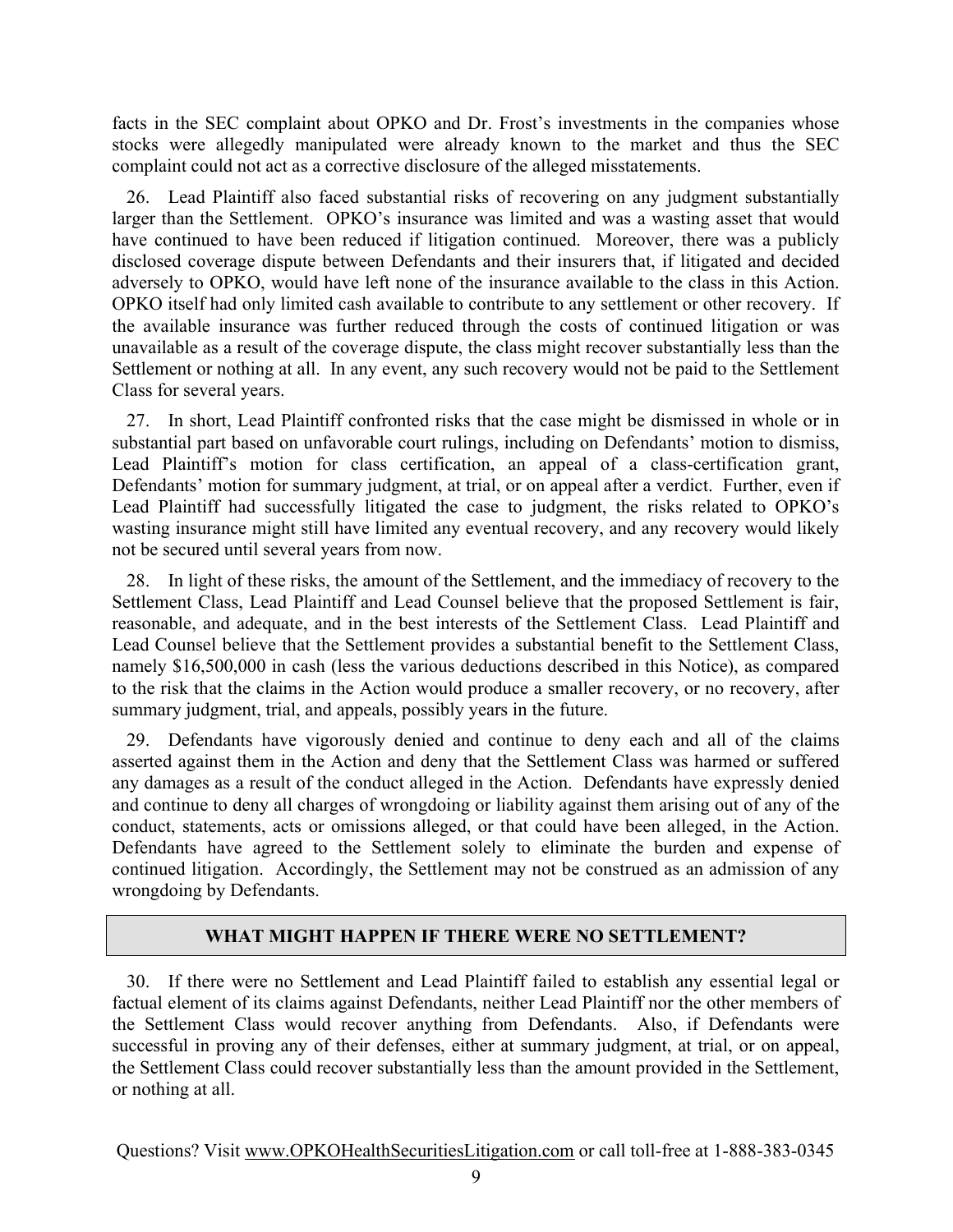facts in the SEC complaint about OPKO and Dr. Frost's investments in the companies whose stocks were allegedly manipulated were already known to the market and thus the SEC complaint could not act as a corrective disclosure of the alleged misstatements.

26. Lead Plaintiff also faced substantial risks of recovering on any judgment substantially larger than the Settlement. OPKO's insurance was limited and was a wasting asset that would have continued to have been reduced if litigation continued. Moreover, there was a publicly disclosed coverage dispute between Defendants and their insurers that, if litigated and decided adversely to OPKO, would have left none of the insurance available to the class in this Action. OPKO itself had only limited cash available to contribute to any settlement or other recovery. If the available insurance was further reduced through the costs of continued litigation or was unavailable as a result of the coverage dispute, the class might recover substantially less than the Settlement or nothing at all. In any event, any such recovery would not be paid to the Settlement Class for several years.

27. In short, Lead Plaintiff confronted risks that the case might be dismissed in whole or in substantial part based on unfavorable court rulings, including on Defendants' motion to dismiss, Lead Plaintiff's motion for class certification, an appeal of a class-certification grant, Defendants' motion for summary judgment, at trial, or on appeal after a verdict. Further, even if Lead Plaintiff had successfully litigated the case to judgment, the risks related to OPKO's wasting insurance might still have limited any eventual recovery, and any recovery would likely not be secured until several years from now.

28. In light of these risks, the amount of the Settlement, and the immediacy of recovery to the Settlement Class, Lead Plaintiff and Lead Counsel believe that the proposed Settlement is fair, reasonable, and adequate, and in the best interests of the Settlement Class. Lead Plaintiff and Lead Counsel believe that the Settlement provides a substantial benefit to the Settlement Class, namely $16,500,000 in cash (less the various deductions described in this Notice), as compared to the risk that the claims in the Action would produce a smaller recovery, or no recovery, after summary judgment, trial, and appeals, possibly years in the future.

29. Defendants have vigorously denied and continue to deny each and all of the claims asserted against them in the Action and deny that the Settlement Class was harmed or suffered any damages as a result of the conduct alleged in the Action. Defendants have expressly denied and continue to deny all charges of wrongdoing or liability against them arising out of any of the conduct, statements, acts or omissions alleged, or that could have been alleged, in the Action. Defendants have agreed to the Settlement solely to eliminate the burden and expense of continued litigation. Accordingly, the Settlement may not be construed as an admission of any wrongdoing by Defendants.

## WHAT MIGHT HAPPEN IF THERE WERE NO SETTLEMENT?

30. If there were no Settlement and Lead Plaintiff failed to establish any essential legal or factual element of its claims against Defendants, neither Lead Plaintiff nor the other members of the Settlement Class would recover anything from Defendants. Also, if Defendants were successful in proving any of their defenses, either at summary judgment, at trial, or on appeal, the Settlement Class could recover substantially less than the amount provided in the Settlement, or nothing at all.

Questions? Visit www.OPKOHealthSecuritiesLitigation.com or call toll-free at 1-888-383-0345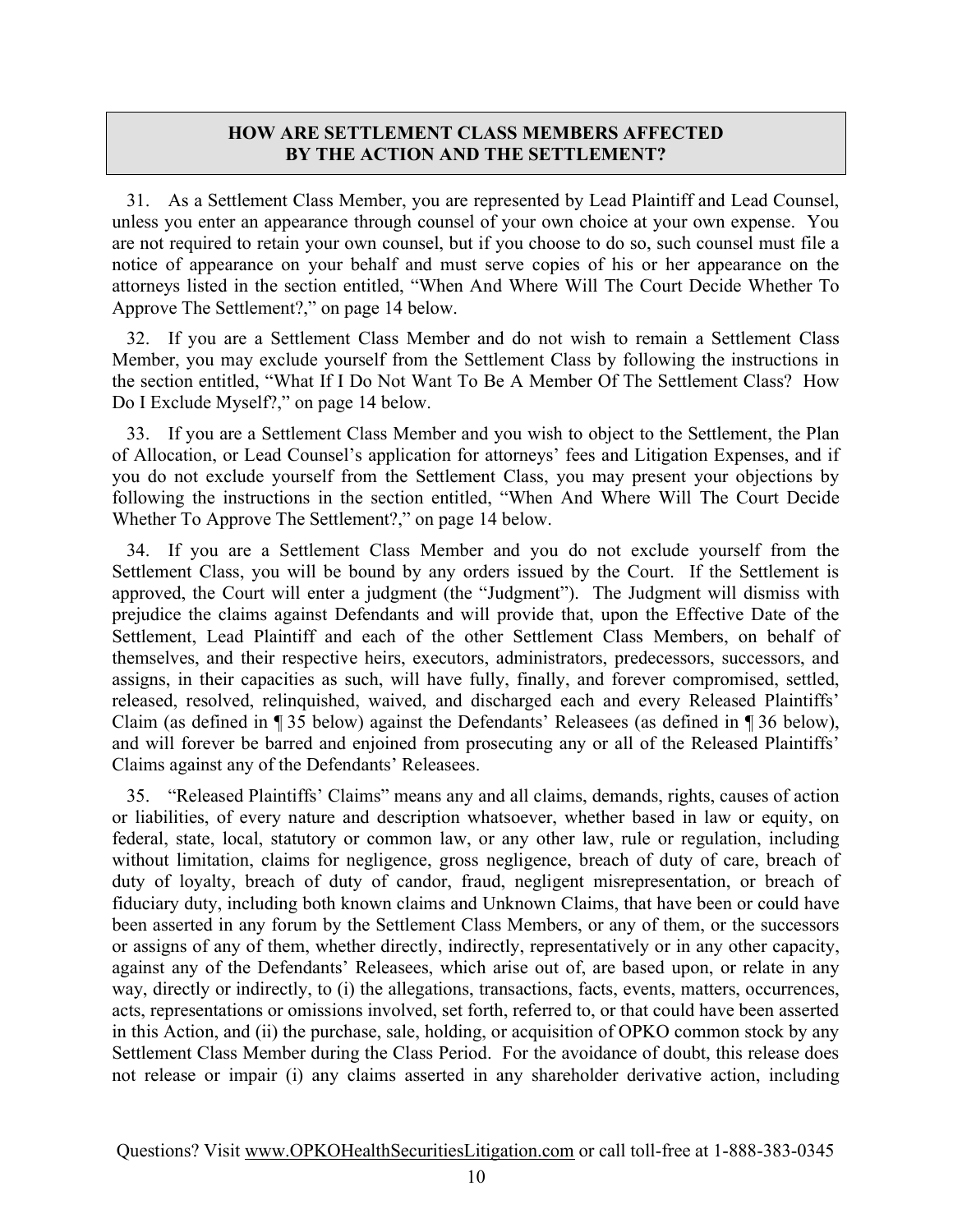## HOW ARE SETTLEMENT CLASS MEMBERS AFFECTED BY THE ACTION AND THE SETTLEMENT?

31. As a Settlement Class Member, you are represented by Lead Plaintiff and Lead Counsel, unless you enter an appearance through counsel of your own choice at your own expense. You are not required to retain your own counsel, but if you choose to do so, such counsel must file a notice of appearance on your behalf and must serve copies of his or her appearance on the attorneys listed in the section entitled, "When And Where Will The Court Decide Whether To Approve The Settlement?," on page 14 below.

32. If you are a Settlement Class Member and do not wish to remain a Settlement Class Member, you may exclude yourself from the Settlement Class by following the instructions in the section entitled, "What If I Do Not Want To Be A Member Of The Settlement Class? How Do I Exclude Myself?," on page 14 below.

33. If you are a Settlement Class Member and you wish to object to the Settlement, the Plan of Allocation, or Lead Counsel's application for attorneys' fees and Litigation Expenses, and if you do not exclude yourself from the Settlement Class, you may present your objections by following the instructions in the section entitled, "When And Where Will The Court Decide Whether To Approve The Settlement?," on page 14 below.

34. If you are a Settlement Class Member and you do not exclude yourself from the Settlement Class, you will be bound by any orders issued by the Court. If the Settlement is approved, the Court will enter a judgment (the "Judgment"). The Judgment will dismiss with prejudice the claims against Defendants and will provide that, upon the Effective Date of the Settlement, Lead Plaintiff and each of the other Settlement Class Members, on behalf of themselves, and their respective heirs, executors, administrators, predecessors, successors, and assigns, in their capacities as such, will have fully, finally, and forever compromised, settled, released, resolved, relinquished, waived, and discharged each and every Released Plaintiffs' Claim (as defined in ¶ 35 below) against the Defendants' Releasees (as defined in ¶ 36 below), and will forever be barred and enjoined from prosecuting any or all of the Released Plaintiffs' Claims against any of the Defendants' Releasees.

35. "Released Plaintiffs' Claims" means any and all claims, demands, rights, causes of action or liabilities, of every nature and description whatsoever, whether based in law or equity, on federal, state, local, statutory or common law, or any other law, rule or regulation, including without limitation, claims for negligence, gross negligence, breach of duty of care, breach of duty of loyalty, breach of duty of candor, fraud, negligent misrepresentation, or breach of fiduciary duty, including both known claims and Unknown Claims, that have been or could have been asserted in any forum by the Settlement Class Members, or any of them, or the successors or assigns of any of them, whether directly, indirectly, representatively or in any other capacity, against any of the Defendants' Releasees, which arise out of, are based upon, or relate in any way, directly or indirectly, to (i) the allegations, transactions, facts, events, matters, occurrences, acts, representations or omissions involved, set forth, referred to, or that could have been asserted in this Action, and (ii) the purchase, sale, holding, or acquisition of OPKO common stock by any Settlement Class Member during the Class Period. For the avoidance of doubt, this release does not release or impair (i) any claims asserted in any shareholder derivative action, including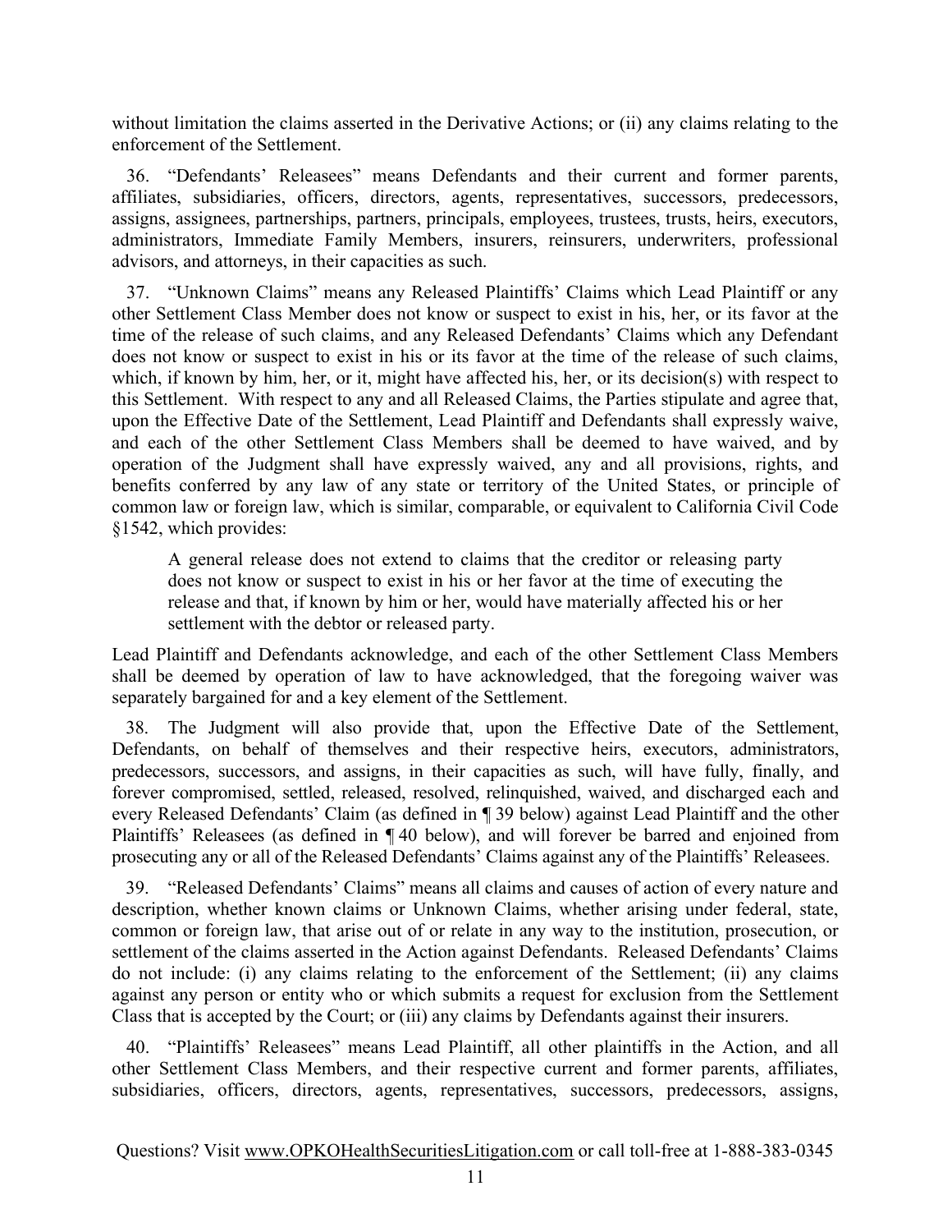without limitation the claims asserted in the Derivative Actions; or (ii) any claims relating to the enforcement of the Settlement.

36. "Defendants' Releasees" means Defendants and their current and former parents, affiliates, subsidiaries, officers, directors, agents, representatives, successors, predecessors, assigns, assignees, partnerships, partners, principals, employees, trustees, trusts, heirs, executors, administrators, Immediate Family Members, insurers, reinsurers, underwriters, professional advisors, and attorneys, in their capacities as such.

37. "Unknown Claims" means any Released Plaintiffs' Claims which Lead Plaintiff or any other Settlement Class Member does not know or suspect to exist in his, her, or its favor at the time of the release of such claims, and any Released Defendants' Claims which any Defendant does not know or suspect to exist in his or its favor at the time of the release of such claims, which, if known by him, her, or it, might have affected his, her, or its decision(s) with respect to this Settlement. With respect to any and all Released Claims, the Parties stipulate and agree that, upon the Effective Date of the Settlement, Lead Plaintiff and Defendants shall expressly waive, and each of the other Settlement Class Members shall be deemed to have waived, and by operation of the Judgment shall have expressly waived, any and all provisions, rights, and benefits conferred by any law of any state or territory of the United States, or principle of common law or foreign law, which is similar, comparable, or equivalent to California Civil Code §1542, which provides:

> A general release does not extend to claims that the creditor or releasing party does not know or suspect to exist in his or her favor at the time of executing the release and that, if known by him or her, would have materially affected his or her settlement with the debtor or released party.

Lead Plaintiff and Defendants acknowledge, and each of the other Settlement Class Members shall be deemed by operation of law to have acknowledged, that the foregoing waiver was separately bargained for and a key element of the Settlement.

38. The Judgment will also provide that, upon the Effective Date of the Settlement, Defendants, on behalf of themselves and their respective heirs, executors, administrators, predecessors, successors, and assigns, in their capacities as such, will have fully, finally, and forever compromised, settled, released, resolved, relinquished, waived, and discharged each and every Released Defendants' Claim (as defined in ¶ 39 below) against Lead Plaintiff and the other Plaintiffs' Releasees (as defined in ¶ 40 below), and will forever be barred and enjoined from prosecuting any or all of the Released Defendants' Claims against any of the Plaintiffs' Releasees.

39. "Released Defendants' Claims" means all claims and causes of action of every nature and description, whether known claims or Unknown Claims, whether arising under federal, state, common or foreign law, that arise out of or relate in any way to the institution, prosecution, or settlement of the claims asserted in the Action against Defendants. Released Defendants' Claims do not include: (i) any claims relating to the enforcement of the Settlement; (ii) any claims against any person or entity who or which submits a request for exclusion from the Settlement Class that is accepted by the Court; or (iii) any claims by Defendants against their insurers.

40. "Plaintiffs' Releasees" means Lead Plaintiff, all other plaintiffs in the Action, and all other Settlement Class Members, and their respective current and former parents, affiliates, subsidiaries, officers, directors, agents, representatives, successors, predecessors, assigns,

Questions? Visit www.OPKOHealthSecuritiesLitigation.com or call toll-free at 1-888-383-0345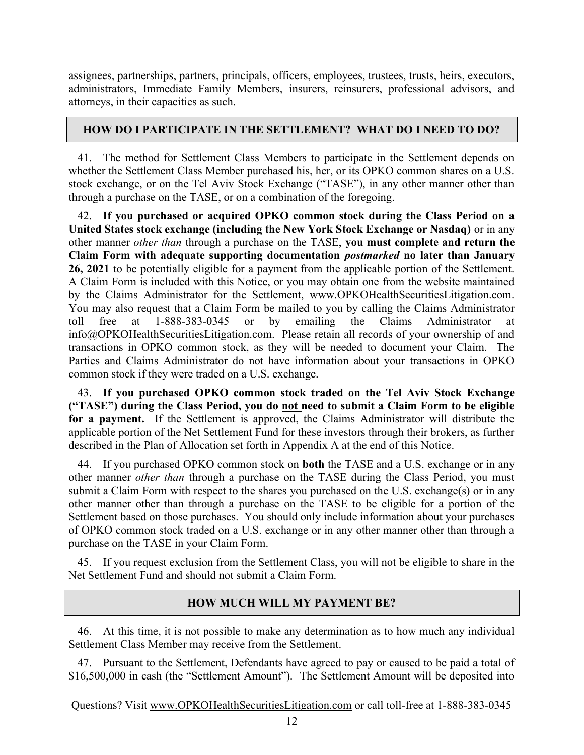assignees, partnerships, partners, principals, officers, employees, trustees, trusts, heirs, executors, administrators, Immediate Family Members, insurers, reinsurers, professional advisors, and attorneys, in their capacities as such.

## HOW DO I PARTICIPATE IN THE SETTLEMENT? WHAT DO I NEED TO DO?

41. The method for Settlement Class Members to participate in the Settlement depends on whether the Settlement Class Member purchased his, her, or its OPKO common shares on a U.S. stock exchange, or on the Tel Aviv Stock Exchange ("TASE"), in any other manner other than through a purchase on the TASE, or on a combination of the foregoing.

42. **If you purchased or acquired OPKO common stock during the Class Period on a United States stock exchange (including the New York Stock Exchange or Nasdaq)** or in any other manner *other than* through a purchase on the TASE, **you must complete and return the Claim Form with adequate supporting documentation *postmarked* no later than January 26, 2021** to be potentially eligible for a payment from the applicable portion of the Settlement. A Claim Form is included with this Notice, or you may obtain one from the website maintained by the Claims Administrator for the Settlement, www.OPKOHealthSecuritiesLitigation.com. You may also request that a Claim Form be mailed to you by calling the Claims Administrator toll free at 1-888-383-0345 or by emailing the Claims Administrator at info@OPKOHealthSecuritiesLitigation.com. Please retain all records of your ownership of and transactions in OPKO common stock, as they will be needed to document your Claim. The Parties and Claims Administrator do not have information about your transactions in OPKO common stock if they were traded on a U.S. exchange.

43. **If you purchased OPKO common stock traded on the Tel Aviv Stock Exchange ("TASE") during the Class Period, you do <u>not</u> need to submit a Claim Form to be eligible for a payment.** If the Settlement is approved, the Claims Administrator will distribute the applicable portion of the Net Settlement Fund for these investors through their brokers, as further described in the Plan of Allocation set forth in Appendix A at the end of this Notice.

44. If you purchased OPKO common stock on **both** the TASE and a U.S. exchange or in any other manner *other than* through a purchase on the TASE during the Class Period, you must submit a Claim Form with respect to the shares you purchased on the U.S. exchange(s) or in any other manner other than through a purchase on the TASE to be eligible for a portion of the Settlement based on those purchases. You should only include information about your purchases of OPKO common stock traded on a U.S. exchange or in any other manner other than through a purchase on the TASE in your Claim Form.

45. If you request exclusion from the Settlement Class, you will not be eligible to share in the Net Settlement Fund and should not submit a Claim Form.

## HOW MUCH WILL MY PAYMENT BE?

46. At this time, it is not possible to make any determination as to how much any individual Settlement Class Member may receive from the Settlement.

47. Pursuant to the Settlement, Defendants have agreed to pay or caused to be paid a total of $16,500,000 in cash (the "Settlement Amount"). The Settlement Amount will be deposited into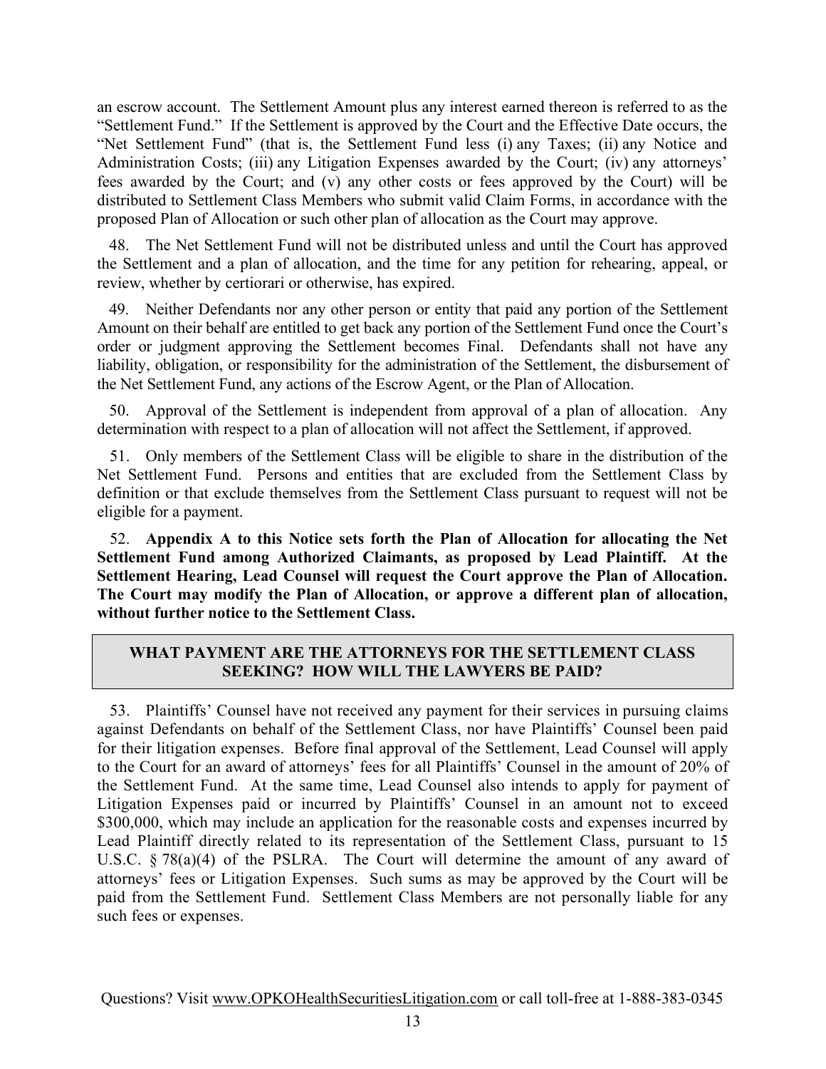an escrow account. The Settlement Amount plus any interest earned thereon is referred to as the "Settlement Fund." If the Settlement is approved by the Court and the Effective Date occurs, the "Net Settlement Fund" (that is, the Settlement Fund less (i) any Taxes; (ii) any Notice and Administration Costs; (iii) any Litigation Expenses awarded by the Court; (iv) any attorneys' fees awarded by the Court; and (v) any other costs or fees approved by the Court) will be distributed to Settlement Class Members who submit valid Claim Forms, in accordance with the proposed Plan of Allocation or such other plan of allocation as the Court may approve.

48. The Net Settlement Fund will not be distributed unless and until the Court has approved the Settlement and a plan of allocation, and the time for any petition for rehearing, appeal, or review, whether by certiorari or otherwise, has expired.

49. Neither Defendants nor any other person or entity that paid any portion of the Settlement Amount on their behalf are entitled to get back any portion of the Settlement Fund once the Court's order or judgment approving the Settlement becomes Final. Defendants shall not have any liability, obligation, or responsibility for the administration of the Settlement, the disbursement of the Net Settlement Fund, any actions of the Escrow Agent, or the Plan of Allocation.

50. Approval of the Settlement is independent from approval of a plan of allocation. Any determination with respect to a plan of allocation will not affect the Settlement, if approved.

51. Only members of the Settlement Class will be eligible to share in the distribution of the Net Settlement Fund. Persons and entities that are excluded from the Settlement Class by definition or that exclude themselves from the Settlement Class pursuant to request will not be eligible for a payment.

52. **Appendix A to this Notice sets forth the Plan of Allocation for allocating the Net Settlement Fund among Authorized Claimants, as proposed by Lead Plaintiff. At the Settlement Hearing, Lead Counsel will request the Court approve the Plan of Allocation. The Court may modify the Plan of Allocation, or approve a different plan of allocation, without further notice to the Settlement Class.**

## WHAT PAYMENT ARE THE ATTORNEYS FOR THE SETTLEMENT CLASS SEEKING? HOW WILL THE LAWYERS BE PAID?

53. Plaintiffs' Counsel have not received any payment for their services in pursuing claims against Defendants on behalf of the Settlement Class, nor have Plaintiffs' Counsel been paid for their litigation expenses. Before final approval of the Settlement, Lead Counsel will apply to the Court for an award of attorneys' fees for all Plaintiffs' Counsel in the amount of 20% of the Settlement Fund. At the same time, Lead Counsel also intends to apply for payment of Litigation Expenses paid or incurred by Plaintiffs' Counsel in an amount not to exceed $300,000, which may include an application for the reasonable costs and expenses incurred by Lead Plaintiff directly related to its representation of the Settlement Class, pursuant to 15 U.S.C. § 78(a)(4) of the PSLRA. The Court will determine the amount of any award of attorneys' fees or Litigation Expenses. Such sums as may be approved by the Court will be paid from the Settlement Fund. Settlement Class Members are not personally liable for any such fees or expenses.

Questions? Visit www.OPKOHealthSecuritiesLitigation.com or call toll-free at 1-888-383-0345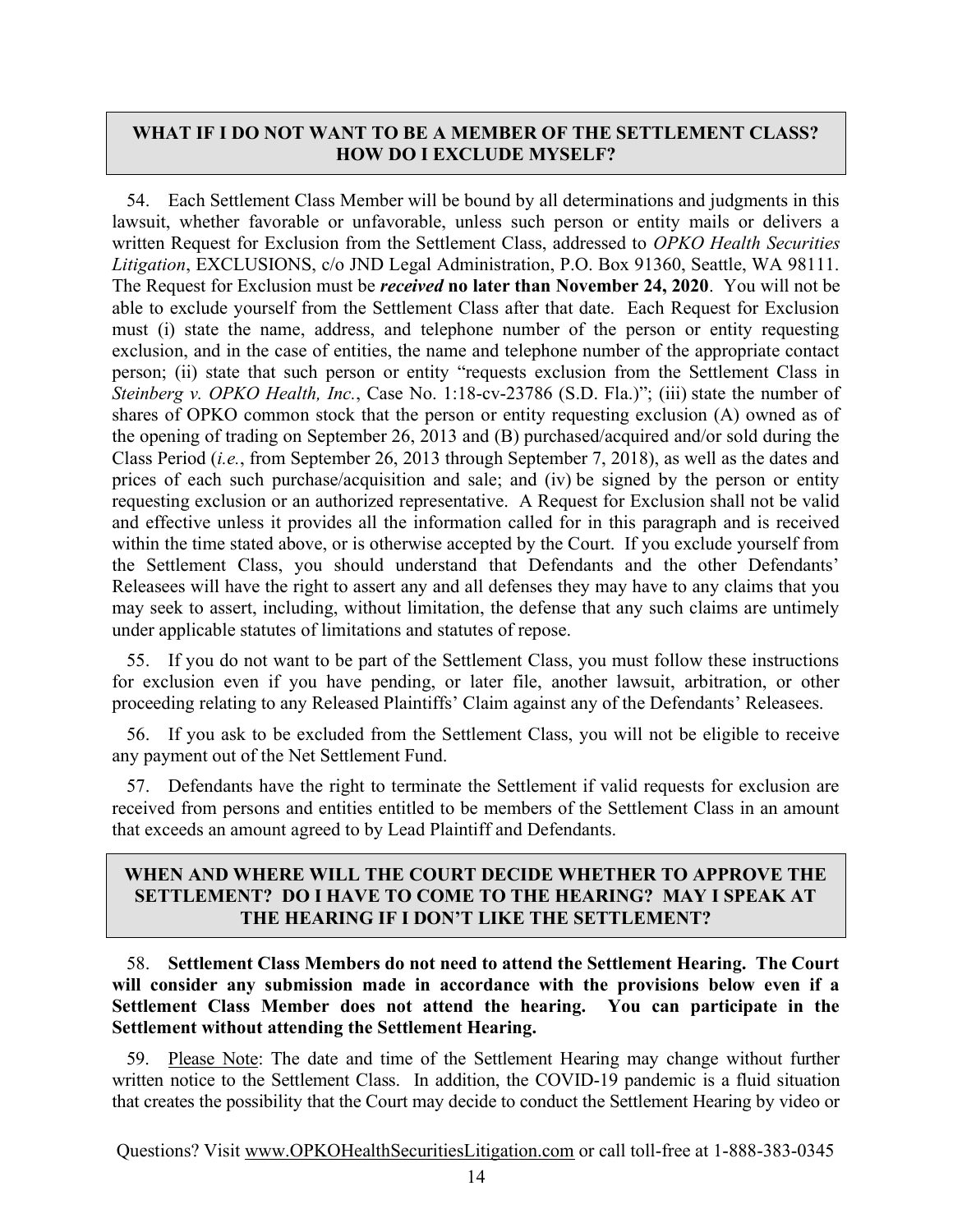## WHAT IF I DO NOT WANT TO BE A MEMBER OF THE SETTLEMENT CLASS? HOW DO I EXCLUDE MYSELF?

54. Each Settlement Class Member will be bound by all determinations and judgments in this lawsuit, whether favorable or unfavorable, unless such person or entity mails or delivers a written Request for Exclusion from the Settlement Class, addressed to *OPKO Health Securities Litigation*, EXCLUSIONS, c/o JND Legal Administration, P.O. Box 91360, Seattle, WA 98111. The Request for Exclusion must be ***received*** **no later than November 24, 2020**. You will not be able to exclude yourself from the Settlement Class after that date. Each Request for Exclusion must (i) state the name, address, and telephone number of the person or entity requesting exclusion, and in the case of entities, the name and telephone number of the appropriate contact person; (ii) state that such person or entity "requests exclusion from the Settlement Class in *Steinberg v. OPKO Health, Inc.*, Case No. 1:18-cv-23786 (S.D. Fla.)"; (iii) state the number of shares of OPKO common stock that the person or entity requesting exclusion (A) owned as of the opening of trading on September 26, 2013 and (B) purchased/acquired and/or sold during the Class Period (*i.e.*, from September 26, 2013 through September 7, 2018), as well as the dates and prices of each such purchase/acquisition and sale; and (iv) be signed by the person or entity requesting exclusion or an authorized representative. A Request for Exclusion shall not be valid and effective unless it provides all the information called for in this paragraph and is received within the time stated above, or is otherwise accepted by the Court. If you exclude yourself from the Settlement Class, you should understand that Defendants and the other Defendants' Releasees will have the right to assert any and all defenses they may have to any claims that you may seek to assert, including, without limitation, the defense that any such claims are untimely under applicable statutes of limitations and statutes of repose.

55. If you do not want to be part of the Settlement Class, you must follow these instructions for exclusion even if you have pending, or later file, another lawsuit, arbitration, or other proceeding relating to any Released Plaintiffs' Claim against any of the Defendants' Releasees.

56. If you ask to be excluded from the Settlement Class, you will not be eligible to receive any payment out of the Net Settlement Fund.

57. Defendants have the right to terminate the Settlement if valid requests for exclusion are received from persons and entities entitled to be members of the Settlement Class in an amount that exceeds an amount agreed to by Lead Plaintiff and Defendants.

## WHEN AND WHERE WILL THE COURT DECIDE WHETHER TO APPROVE THE SETTLEMENT? DO I HAVE TO COME TO THE HEARING? MAY I SPEAK AT THE HEARING IF I DON'T LIKE THE SETTLEMENT?

58. **Settlement Class Members do not need to attend the Settlement Hearing. The Court will consider any submission made in accordance with the provisions below even if a Settlement Class Member does not attend the hearing. You can participate in the Settlement without attending the Settlement Hearing.**

59. Please Note: The date and time of the Settlement Hearing may change without further written notice to the Settlement Class. In addition, the COVID-19 pandemic is a fluid situation that creates the possibility that the Court may decide to conduct the Settlement Hearing by video or

Questions? Visit www.OPKOHealthSecuritiesLitigation.com or call toll-free at 1-888-383-0345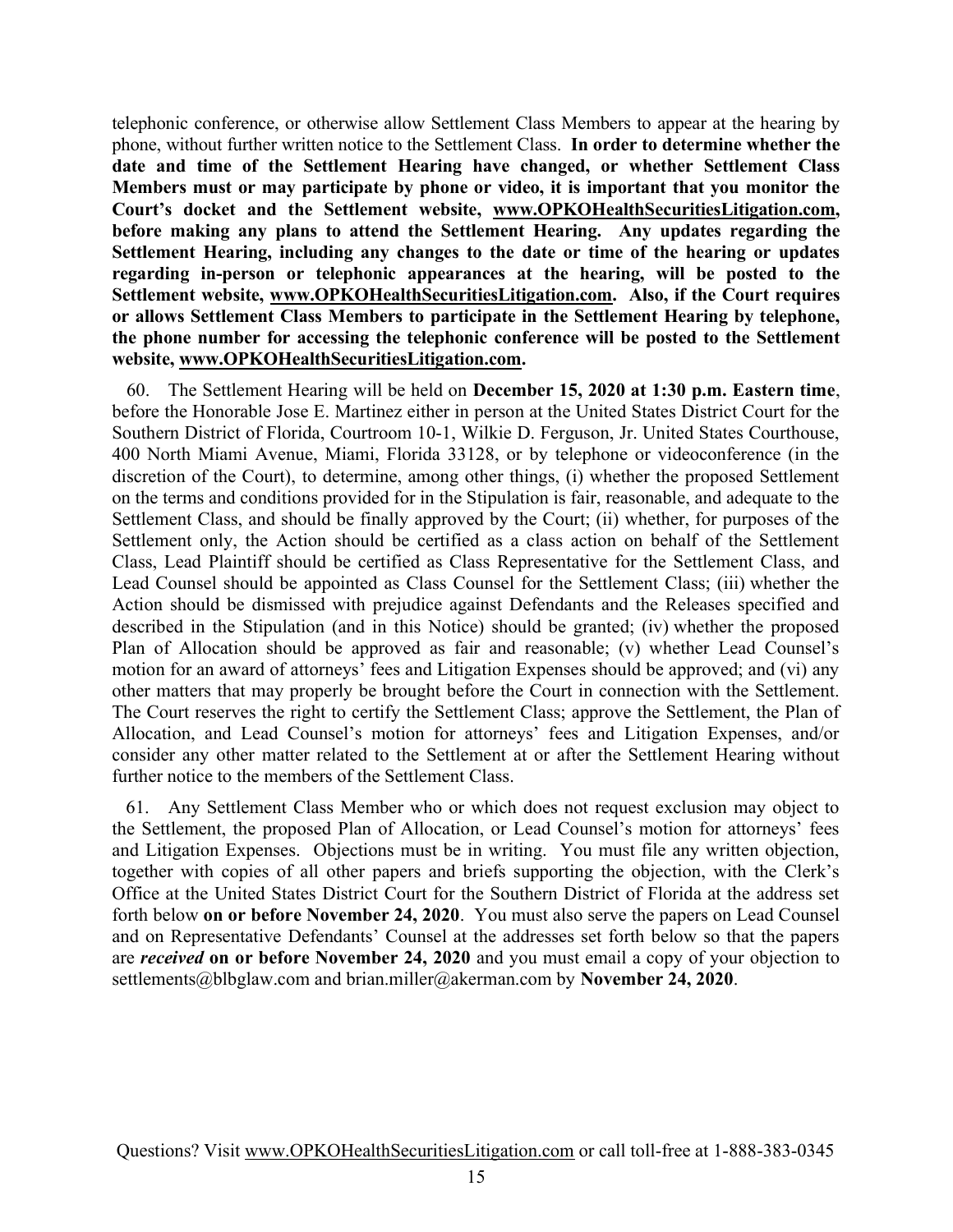telephonic conference, or otherwise allow Settlement Class Members to appear at the hearing by phone, without further written notice to the Settlement Class. **In order to determine whether the date and time of the Settlement Hearing have changed, or whether Settlement Class Members must or may participate by phone or video, it is important that you monitor the Court's docket and the Settlement website, www.OPKOHealthSecuritiesLitigation.com, before making any plans to attend the Settlement Hearing. Any updates regarding the Settlement Hearing, including any changes to the date or time of the hearing or updates regarding in-person or telephonic appearances at the hearing, will be posted to the Settlement website, www.OPKOHealthSecuritiesLitigation.com. Also, if the Court requires or allows Settlement Class Members to participate in the Settlement Hearing by telephone, the phone number for accessing the telephonic conference will be posted to the Settlement website, www.OPKOHealthSecuritiesLitigation.com.**

60. The Settlement Hearing will be held on **December 15, 2020 at 1:30 p.m. Eastern time**, before the Honorable Jose E. Martinez either in person at the United States District Court for the Southern District of Florida, Courtroom 10-1, Wilkie D. Ferguson, Jr. United States Courthouse, 400 North Miami Avenue, Miami, Florida 33128, or by telephone or videoconference (in the discretion of the Court), to determine, among other things, (i) whether the proposed Settlement on the terms and conditions provided for in the Stipulation is fair, reasonable, and adequate to the Settlement Class, and should be finally approved by the Court; (ii) whether, for purposes of the Settlement only, the Action should be certified as a class action on behalf of the Settlement Class, Lead Plaintiff should be certified as Class Representative for the Settlement Class, and Lead Counsel should be appointed as Class Counsel for the Settlement Class; (iii) whether the Action should be dismissed with prejudice against Defendants and the Releases specified and described in the Stipulation (and in this Notice) should be granted; (iv) whether the proposed Plan of Allocation should be approved as fair and reasonable; (v) whether Lead Counsel's motion for an award of attorneys' fees and Litigation Expenses should be approved; and (vi) any other matters that may properly be brought before the Court in connection with the Settlement. The Court reserves the right to certify the Settlement Class; approve the Settlement, the Plan of Allocation, and Lead Counsel's motion for attorneys' fees and Litigation Expenses, and/or consider any other matter related to the Settlement at or after the Settlement Hearing without further notice to the members of the Settlement Class.

61. Any Settlement Class Member who or which does not request exclusion may object to the Settlement, the proposed Plan of Allocation, or Lead Counsel's motion for attorneys' fees and Litigation Expenses. Objections must be in writing. You must file any written objection, together with copies of all other papers and briefs supporting the objection, with the Clerk's Office at the United States District Court for the Southern District of Florida at the address set forth below **on or before November 24, 2020**. You must also serve the papers on Lead Counsel and on Representative Defendants' Counsel at the addresses set forth below so that the papers are ***received*** **on or before November 24, 2020** and you must email a copy of your objection to settlements@blbglaw.com and brian.miller@akerman.com by **November 24, 2020**.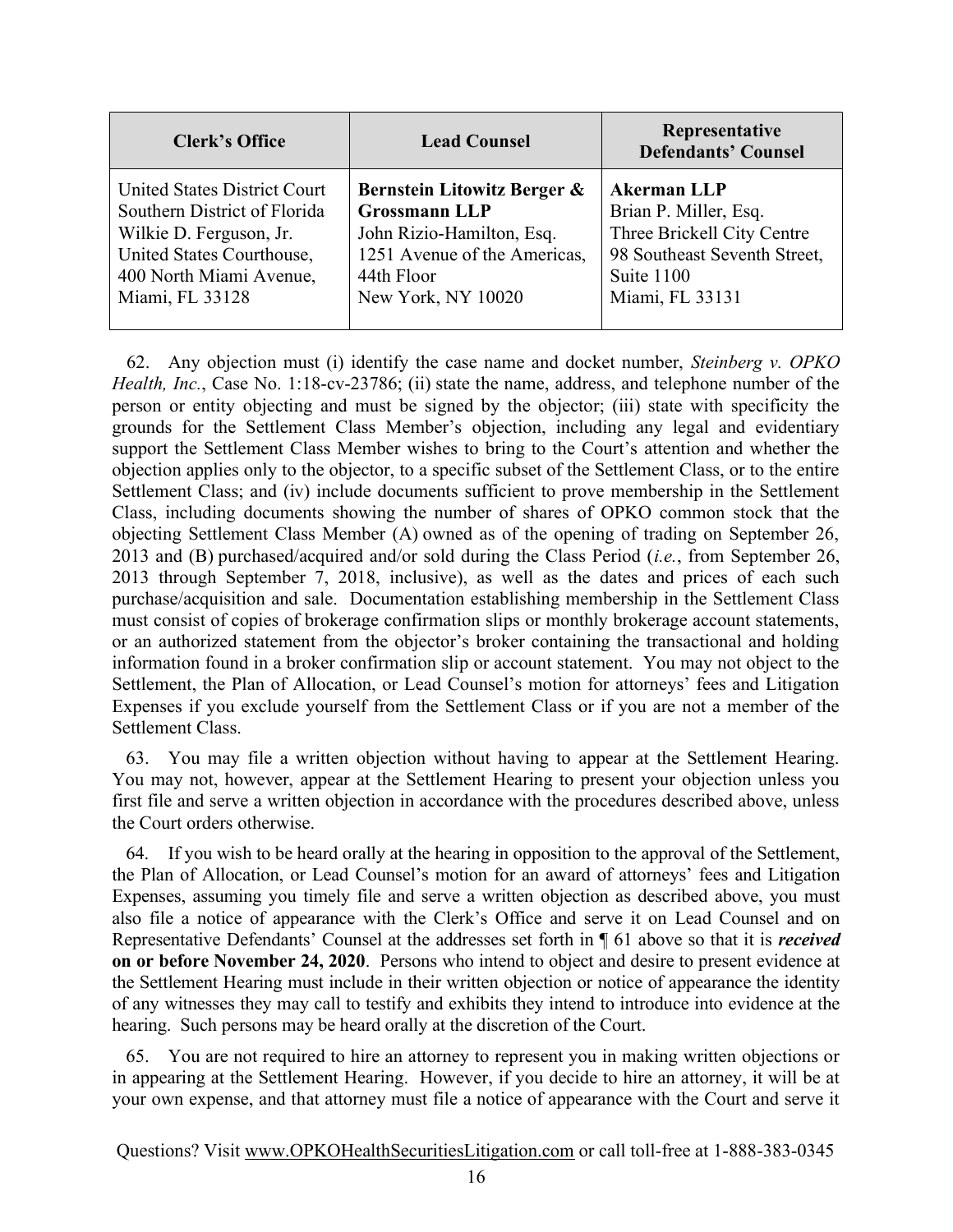| Clerk's Office | Lead Counsel | Representative Defendants' Counsel |
|---|---|---|
| United States District Court<br>Southern District of Florida<br>Wilkie D. Ferguson, Jr. United States Courthouse,<br>400 North Miami Avenue,<br>Miami, FL 33128 | **Bernstein Litowitz Berger & Grossmann LLP**<br>John Rizio-Hamilton, Esq.<br>1251 Avenue of the Americas, 44th Floor<br>New York, NY 10020 | **Akerman LLP**<br>Brian P. Miller, Esq.<br>Three Brickell City Centre<br>98 Southeast Seventh Street, Suite 1100<br>Miami, FL 33131 |

62. Any objection must (i) identify the case name and docket number, *Steinberg v. OPKO Health, Inc.*, Case No. 1:18-cv-23786; (ii) state the name, address, and telephone number of the person or entity objecting and must be signed by the objector; (iii) state with specificity the grounds for the Settlement Class Member's objection, including any legal and evidentiary support the Settlement Class Member wishes to bring to the Court's attention and whether the objection applies only to the objector, to a specific subset of the Settlement Class, or to the entire Settlement Class; and (iv) include documents sufficient to prove membership in the Settlement Class, including documents showing the number of shares of OPKO common stock that the objecting Settlement Class Member (A) owned as of the opening of trading on September 26, 2013 and (B) purchased/acquired and/or sold during the Class Period (*i.e.*, from September 26, 2013 through September 7, 2018, inclusive), as well as the dates and prices of each such purchase/acquisition and sale. Documentation establishing membership in the Settlement Class must consist of copies of brokerage confirmation slips or monthly brokerage account statements, or an authorized statement from the objector's broker containing the transactional and holding information found in a broker confirmation slip or account statement. You may not object to the Settlement, the Plan of Allocation, or Lead Counsel's motion for attorneys' fees and Litigation Expenses if you exclude yourself from the Settlement Class or if you are not a member of the Settlement Class.

63. You may file a written objection without having to appear at the Settlement Hearing. You may not, however, appear at the Settlement Hearing to present your objection unless you first file and serve a written objection in accordance with the procedures described above, unless the Court orders otherwise.

64. If you wish to be heard orally at the hearing in opposition to the approval of the Settlement, the Plan of Allocation, or Lead Counsel's motion for an award of attorneys' fees and Litigation Expenses, assuming you timely file and serve a written objection as described above, you must also file a notice of appearance with the Clerk's Office and serve it on Lead Counsel and on Representative Defendants' Counsel at the addresses set forth in ¶ 61 above so that it is ***received*** **on or before November 24, 2020**. Persons who intend to object and desire to present evidence at the Settlement Hearing must include in their written objection or notice of appearance the identity of any witnesses they may call to testify and exhibits they intend to introduce into evidence at the hearing. Such persons may be heard orally at the discretion of the Court.

65. You are not required to hire an attorney to represent you in making written objections or in appearing at the Settlement Hearing. However, if you decide to hire an attorney, it will be at your own expense, and that attorney must file a notice of appearance with the Court and serve it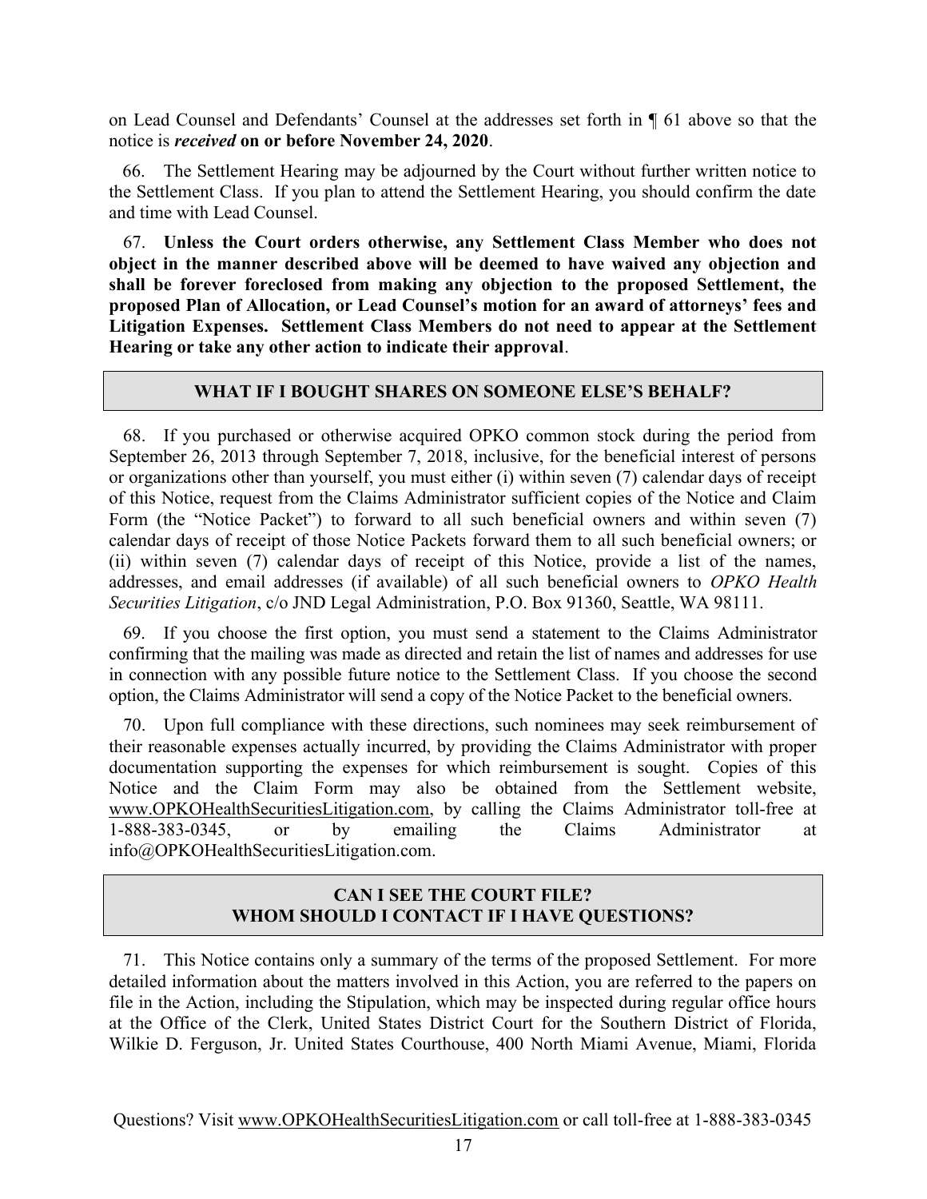on Lead Counsel and Defendants' Counsel at the addresses set forth in ¶ 61 above so that the notice is ***received*** **on or before November 24, 2020**.

66. The Settlement Hearing may be adjourned by the Court without further written notice to the Settlement Class. If you plan to attend the Settlement Hearing, you should confirm the date and time with Lead Counsel.

67. **Unless the Court orders otherwise, any Settlement Class Member who does not object in the manner described above will be deemed to have waived any objection and shall be forever foreclosed from making any objection to the proposed Settlement, the proposed Plan of Allocation, or Lead Counsel's motion for an award of attorneys' fees and Litigation Expenses. Settlement Class Members do not need to appear at the Settlement Hearing or take any other action to indicate their approval**.

## WHAT IF I BOUGHT SHARES ON SOMEONE ELSE'S BEHALF?

68. If you purchased or otherwise acquired OPKO common stock during the period from September 26, 2013 through September 7, 2018, inclusive, for the beneficial interest of persons or organizations other than yourself, you must either (i) within seven (7) calendar days of receipt of this Notice, request from the Claims Administrator sufficient copies of the Notice and Claim Form (the "Notice Packet") to forward to all such beneficial owners and within seven (7) calendar days of receipt of those Notice Packets forward them to all such beneficial owners; or (ii) within seven (7) calendar days of receipt of this Notice, provide a list of the names, addresses, and email addresses (if available) of all such beneficial owners to *OPKO Health Securities Litigation*, c/o JND Legal Administration, P.O. Box 91360, Seattle, WA 98111.

69. If you choose the first option, you must send a statement to the Claims Administrator confirming that the mailing was made as directed and retain the list of names and addresses for use in connection with any possible future notice to the Settlement Class. If you choose the second option, the Claims Administrator will send a copy of the Notice Packet to the beneficial owners.

70. Upon full compliance with these directions, such nominees may seek reimbursement of their reasonable expenses actually incurred, by providing the Claims Administrator with proper documentation supporting the expenses for which reimbursement is sought. Copies of this Notice and the Claim Form may also be obtained from the Settlement website, www.OPKOHealthSecuritiesLitigation.com, by calling the Claims Administrator toll-free at 1-888-383-0345, or by emailing the Claims Administrator at info@OPKOHealthSecuritiesLitigation.com.

## CAN I SEE THE COURT FILE? WHOM SHOULD I CONTACT IF I HAVE QUESTIONS?

71. This Notice contains only a summary of the terms of the proposed Settlement. For more detailed information about the matters involved in this Action, you are referred to the papers on file in the Action, including the Stipulation, which may be inspected during regular office hours at the Office of the Clerk, United States District Court for the Southern District of Florida, Wilkie D. Ferguson, Jr. United States Courthouse, 400 North Miami Avenue, Miami, Florida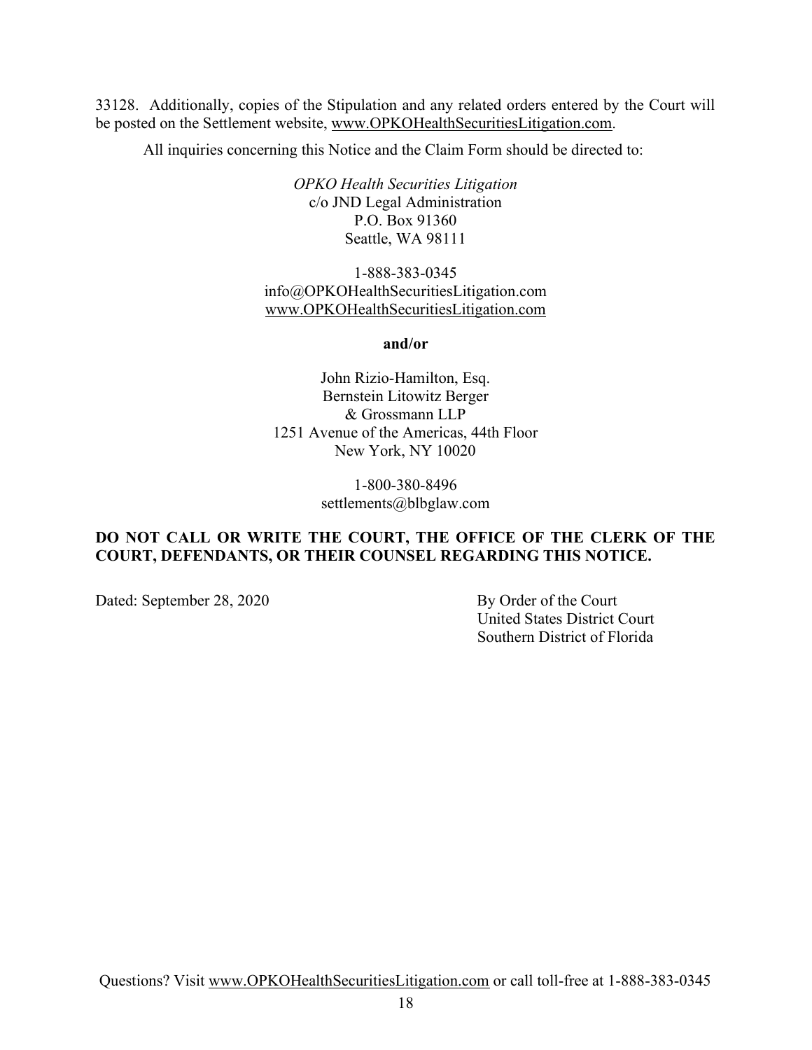33128. Additionally, copies of the Stipulation and any related orders entered by the Court will be posted on the Settlement website, www.OPKOHealthSecuritiesLitigation.com.

All inquiries concerning this Notice and the Claim Form should be directed to:

*OPKO Health Securities Litigation*
c/o JND Legal Administration
P.O. Box 91360
Seattle, WA 98111

1-888-383-0345
info@OPKOHealthSecuritiesLitigation.com
www.OPKOHealthSecuritiesLitigation.com

**and/or**

John Rizio-Hamilton, Esq.
Bernstein Litowitz Berger
& Grossmann LLP
1251 Avenue of the Americas, 44th Floor
New York, NY 10020

1-800-380-8496
settlements@blbglaw.com

**DO NOT CALL OR WRITE THE COURT, THE OFFICE OF THE CLERK OF THE COURT, DEFENDANTS, OR THEIR COUNSEL REGARDING THIS NOTICE.**

Dated: September 28, 2020

By Order of the Court
United States District Court
Southern District of Florida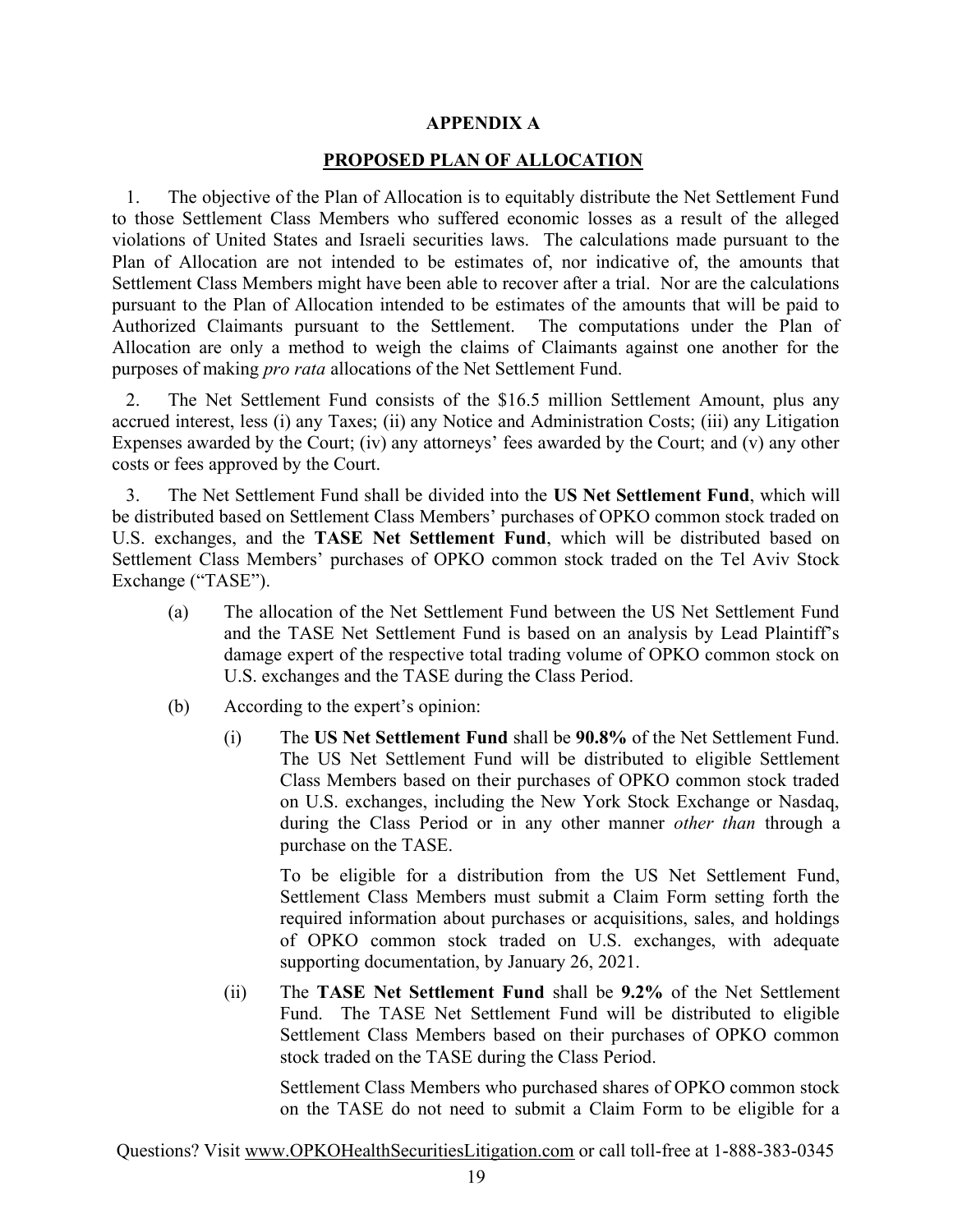# APPENDIX A

## PROPOSED PLAN OF ALLOCATION

1. The objective of the Plan of Allocation is to equitably distribute the Net Settlement Fund to those Settlement Class Members who suffered economic losses as a result of the alleged violations of United States and Israeli securities laws. The calculations made pursuant to the Plan of Allocation are not intended to be estimates of, nor indicative of, the amounts that Settlement Class Members might have been able to recover after a trial. Nor are the calculations pursuant to the Plan of Allocation intended to be estimates of the amounts that will be paid to Authorized Claimants pursuant to the Settlement. The computations under the Plan of Allocation are only a method to weigh the claims of Claimants against one another for the purposes of making *pro rata* allocations of the Net Settlement Fund.

2. The Net Settlement Fund consists of the $16.5 million Settlement Amount, plus any accrued interest, less (i) any Taxes; (ii) any Notice and Administration Costs; (iii) any Litigation Expenses awarded by the Court; (iv) any attorneys' fees awarded by the Court; and (v) any other costs or fees approved by the Court.

3. The Net Settlement Fund shall be divided into the **US Net Settlement Fund**, which will be distributed based on Settlement Class Members' purchases of OPKO common stock traded on U.S. exchanges, and the **TASE Net Settlement Fund**, which will be distributed based on Settlement Class Members' purchases of OPKO common stock traded on the Tel Aviv Stock Exchange ("TASE").

   (a) The allocation of the Net Settlement Fund between the US Net Settlement Fund and the TASE Net Settlement Fund is based on an analysis by Lead Plaintiff's damage expert of the respective total trading volume of OPKO common stock on U.S. exchanges and the TASE during the Class Period.

   (b) According to the expert's opinion:

      (i) The **US Net Settlement Fund** shall be **90.8%** of the Net Settlement Fund. The US Net Settlement Fund will be distributed to eligible Settlement Class Members based on their purchases of OPKO common stock traded on U.S. exchanges, including the New York Stock Exchange or Nasdaq, during the Class Period or in any other manner *other than* through a purchase on the TASE.

      To be eligible for a distribution from the US Net Settlement Fund, Settlement Class Members must submit a Claim Form setting forth the required information about purchases or acquisitions, sales, and holdings of OPKO common stock traded on U.S. exchanges, with adequate supporting documentation, by January 26, 2021.

      (ii) The **TASE Net Settlement Fund** shall be **9.2%** of the Net Settlement Fund. The TASE Net Settlement Fund will be distributed to eligible Settlement Class Members based on their purchases of OPKO common stock traded on the TASE during the Class Period.

      Settlement Class Members who purchased shares of OPKO common stock on the TASE do not need to submit a Claim Form to be eligible for a

Questions? Visit www.OPKOHealthSecuritiesLitigation.com or call toll-free at 1-888-383-0345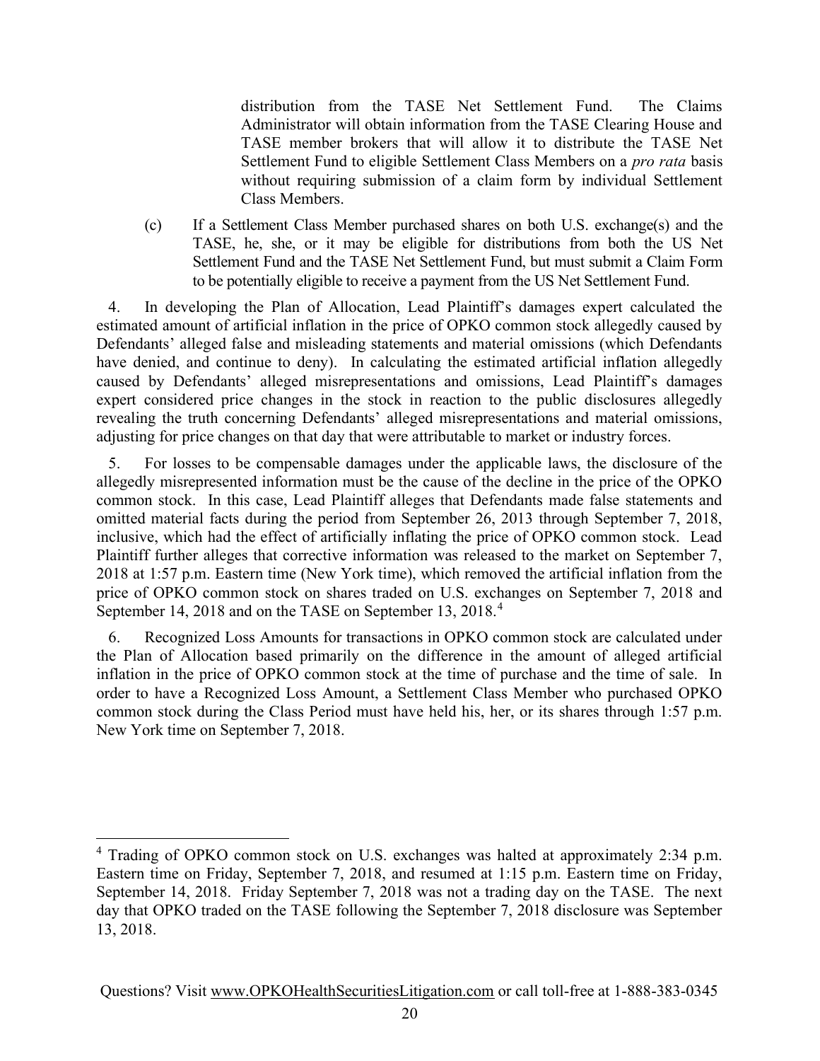distribution from the TASE Net Settlement Fund. The Claims Administrator will obtain information from the TASE Clearing House and TASE member brokers that will allow it to distribute the TASE Net Settlement Fund to eligible Settlement Class Members on a *pro rata* basis without requiring submission of a claim form by individual Settlement Class Members.

(c) If a Settlement Class Member purchased shares on both U.S. exchange(s) and the TASE, he, she, or it may be eligible for distributions from both the US Net Settlement Fund and the TASE Net Settlement Fund, but must submit a Claim Form to be potentially eligible to receive a payment from the US Net Settlement Fund.

4. In developing the Plan of Allocation, Lead Plaintiff's damages expert calculated the estimated amount of artificial inflation in the price of OPKO common stock allegedly caused by Defendants' alleged false and misleading statements and material omissions (which Defendants have denied, and continue to deny). In calculating the estimated artificial inflation allegedly caused by Defendants' alleged misrepresentations and omissions, Lead Plaintiff's damages expert considered price changes in the stock in reaction to the public disclosures allegedly revealing the truth concerning Defendants' alleged misrepresentations and material omissions, adjusting for price changes on that day that were attributable to market or industry forces.

5. For losses to be compensable damages under the applicable laws, the disclosure of the allegedly misrepresented information must be the cause of the decline in the price of the OPKO common stock. In this case, Lead Plaintiff alleges that Defendants made false statements and omitted material facts during the period from September 26, 2013 through September 7, 2018, inclusive, which had the effect of artificially inflating the price of OPKO common stock. Lead Plaintiff further alleges that corrective information was released to the market on September 7, 2018 at 1:57 p.m. Eastern time (New York time), which removed the artificial inflation from the price of OPKO common stock on shares traded on U.S. exchanges on September 7, 2018 and September 14, 2018 and on the TASE on September 13, 2018.[4]

6. Recognized Loss Amounts for transactions in OPKO common stock are calculated under the Plan of Allocation based primarily on the difference in the amount of alleged artificial inflation in the price of OPKO common stock at the time of purchase and the time of sale. In order to have a Recognized Loss Amount, a Settlement Class Member who purchased OPKO common stock during the Class Period must have held his, her, or its shares through 1:57 p.m. New York time on September 7, 2018.

---

[4] Trading of OPKO common stock on U.S. exchanges was halted at approximately 2:34 p.m. Eastern time on Friday, September 7, 2018, and resumed at 1:15 p.m. Eastern time on Friday, September 14, 2018. Friday September 7, 2018 was not a trading day on the TASE. The next day that OPKO traded on the TASE following the September 7, 2018 disclosure was September 13, 2018.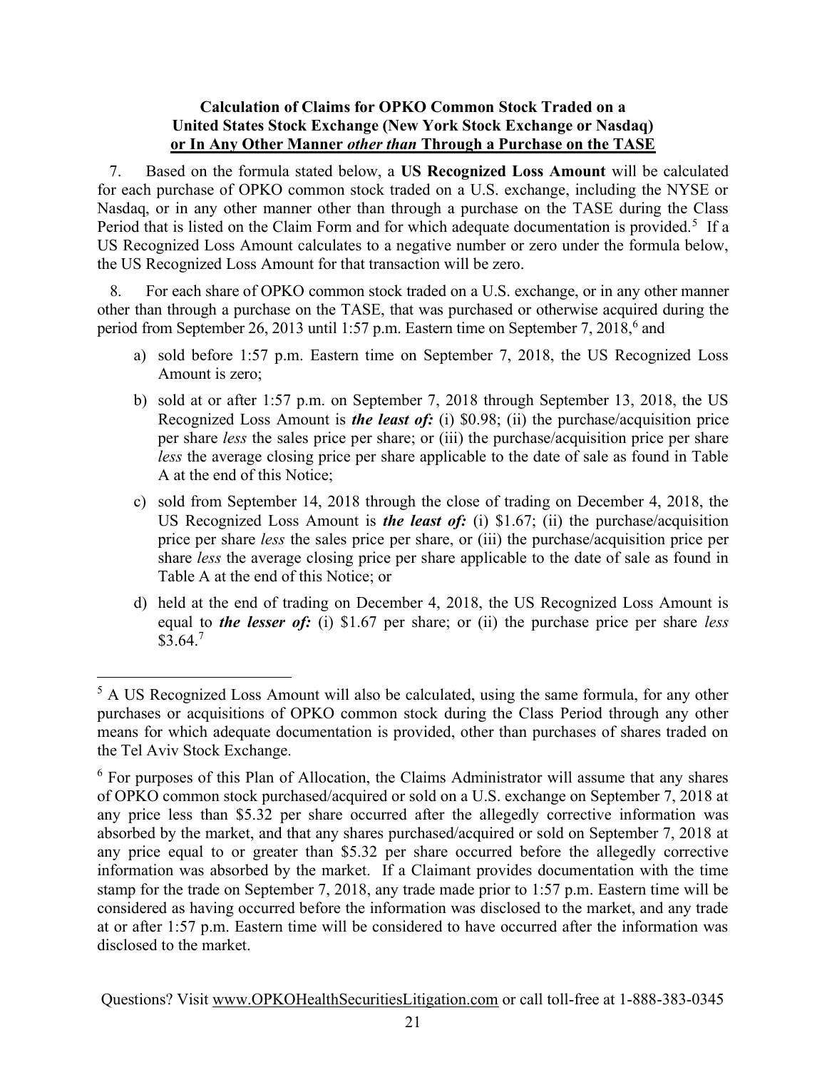### Calculation of Claims for OPKO Common Stock Traded on a United States Stock Exchange (New York Stock Exchange or Nasdaq) or In Any Other Manner *other than* Through a Purchase on the TASE

7. Based on the formula stated below, a **US Recognized Loss Amount** will be calculated for each purchase of OPKO common stock traded on a U.S. exchange, including the NYSE or Nasdaq, or in any other manner other than through a purchase on the TASE during the Class Period that is listed on the Claim Form and for which adequate documentation is provided.[5] If a US Recognized Loss Amount calculates to a negative number or zero under the formula below, the US Recognized Loss Amount for that transaction will be zero.

8. For each share of OPKO common stock traded on a U.S. exchange, or in any other manner other than through a purchase on the TASE, that was purchased or otherwise acquired during the period from September 26, 2013 until 1:57 p.m. Eastern time on September 7, 2018,[6] and

a) sold before 1:57 p.m. Eastern time on September 7, 2018, the US Recognized Loss Amount is zero;

b) sold at or after 1:57 p.m. on September 7, 2018 through September 13, 2018, the US Recognized Loss Amount is ***the least of:*** (i) $0.98; (ii) the purchase/acquisition price per share *less* the sales price per share; or (iii) the purchase/acquisition price per share *less* the average closing price per share applicable to the date of sale as found in Table A at the end of this Notice;

c) sold from September 14, 2018 through the close of trading on December 4, 2018, the US Recognized Loss Amount is ***the least of:*** (i) $1.67; (ii) the purchase/acquisition price per share *less* the sales price per share, or (iii) the purchase/acquisition price per share *less* the average closing price per share applicable to the date of sale as found in Table A at the end of this Notice; or

d) held at the end of trading on December 4, 2018, the US Recognized Loss Amount is equal to ***the lesser of:*** (i) $1.67 per share; or (ii) the purchase price per share *less* $3.64.[7]

---

[5] A US Recognized Loss Amount will also be calculated, using the same formula, for any other purchases or acquisitions of OPKO common stock during the Class Period through any other means for which adequate documentation is provided, other than purchases of shares traded on the Tel Aviv Stock Exchange.

[6] For purposes of this Plan of Allocation, the Claims Administrator will assume that any shares of OPKO common stock purchased/acquired or sold on a U.S. exchange on September 7, 2018 at any price less than $5.32 per share occurred after the allegedly corrective information was absorbed by the market, and that any shares purchased/acquired or sold on September 7, 2018 at any price equal to or greater than $5.32 per share occurred before the allegedly corrective information was absorbed by the market. If a Claimant provides documentation with the time stamp for the trade on September 7, 2018, any trade made prior to 1:57 p.m. Eastern time will be considered as having occurred before the information was disclosed to the market, and any trade at or after 1:57 p.m. Eastern time will be considered to have occurred after the information was disclosed to the market.

Questions? Visit www.OPKOHealthSecuritiesLitigation.com or call toll-free at 1-888-383-0345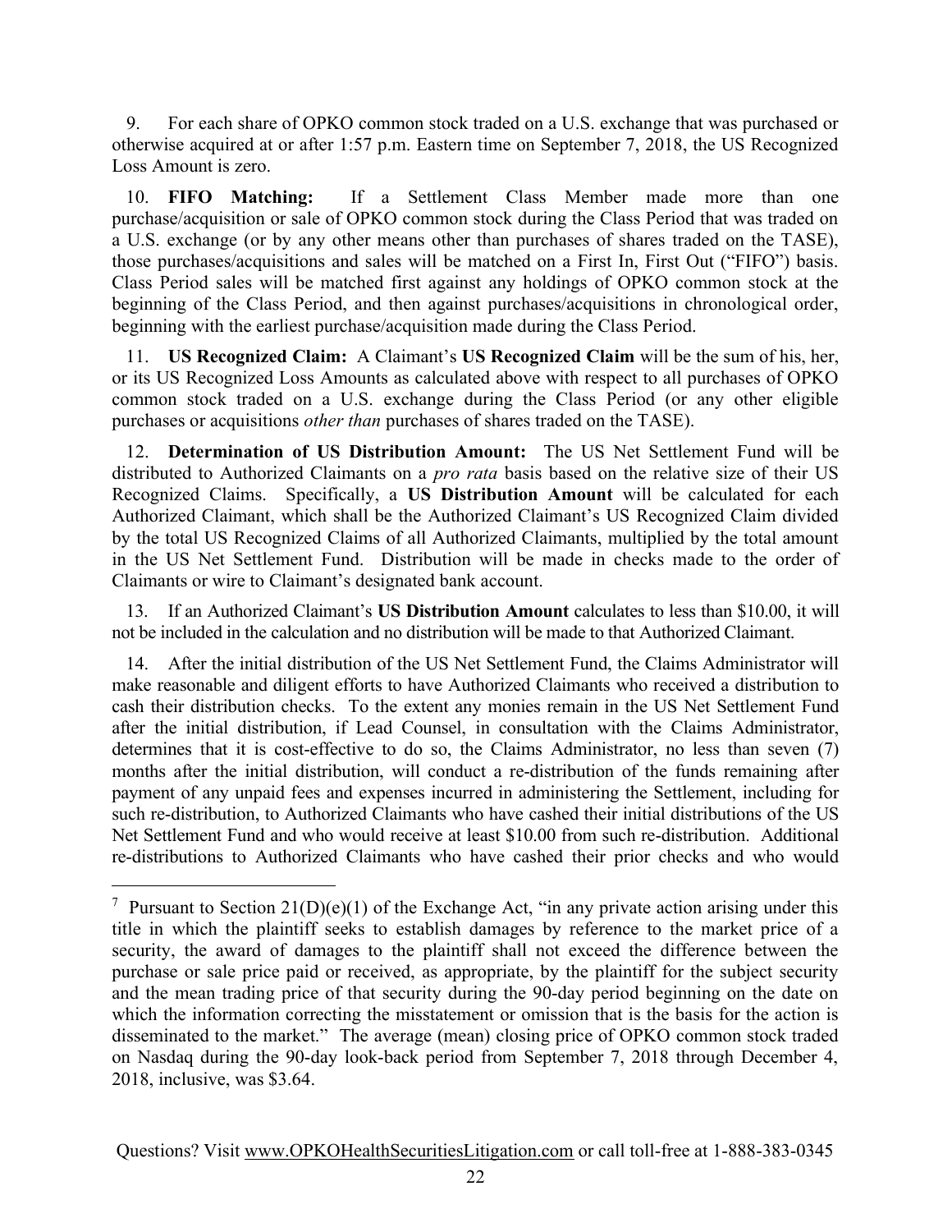9. For each share of OPKO common stock traded on a U.S. exchange that was purchased or otherwise acquired at or after 1:57 p.m. Eastern time on September 7, 2018, the US Recognized Loss Amount is zero.

10. **FIFO Matching:** If a Settlement Class Member made more than one purchase/acquisition or sale of OPKO common stock during the Class Period that was traded on a U.S. exchange (or by any other means other than purchases of shares traded on the TASE), those purchases/acquisitions and sales will be matched on a First In, First Out ("FIFO") basis. Class Period sales will be matched first against any holdings of OPKO common stock at the beginning of the Class Period, and then against purchases/acquisitions in chronological order, beginning with the earliest purchase/acquisition made during the Class Period.

11. **US Recognized Claim:** A Claimant's **US Recognized Claim** will be the sum of his, her, or its US Recognized Loss Amounts as calculated above with respect to all purchases of OPKO common stock traded on a U.S. exchange during the Class Period (or any other eligible purchases or acquisitions *other than* purchases of shares traded on the TASE).

12. **Determination of US Distribution Amount:** The US Net Settlement Fund will be distributed to Authorized Claimants on a *pro rata* basis based on the relative size of their US Recognized Claims. Specifically, a **US Distribution Amount** will be calculated for each Authorized Claimant, which shall be the Authorized Claimant's US Recognized Claim divided by the total US Recognized Claims of all Authorized Claimants, multiplied by the total amount in the US Net Settlement Fund. Distribution will be made in checks made to the order of Claimants or wire to Claimant's designated bank account.

13. If an Authorized Claimant's **US Distribution Amount** calculates to less than $10.00, it will not be included in the calculation and no distribution will be made to that Authorized Claimant.

14. After the initial distribution of the US Net Settlement Fund, the Claims Administrator will make reasonable and diligent efforts to have Authorized Claimants who received a distribution to cash their distribution checks. To the extent any monies remain in the US Net Settlement Fund after the initial distribution, if Lead Counsel, in consultation with the Claims Administrator, determines that it is cost-effective to do so, the Claims Administrator, no less than seven (7) months after the initial distribution, will conduct a re-distribution of the funds remaining after payment of any unpaid fees and expenses incurred in administering the Settlement, including for such re-distribution, to Authorized Claimants who have cashed their initial distributions of the US Net Settlement Fund and who would receive at least $10.00 from such re-distribution. Additional re-distributions to Authorized Claimants who have cashed their prior checks and who would

---

[7] Pursuant to Section 21(D)(e)(1) of the Exchange Act, "in any private action arising under this title in which the plaintiff seeks to establish damages by reference to the market price of a security, the award of damages to the plaintiff shall not exceed the difference between the purchase or sale price paid or received, as appropriate, by the plaintiff for the subject security and the mean trading price of that security during the 90-day period beginning on the date on which the information correcting the misstatement or omission that is the basis for the action is disseminated to the market." The average (mean) closing price of OPKO common stock traded on Nasdaq during the 90-day look-back period from September 7, 2018 through December 4, 2018, inclusive, was $3.64.

Questions? Visit www.OPKOHealthSecuritiesLitigation.com or call toll-free at 1-888-383-0345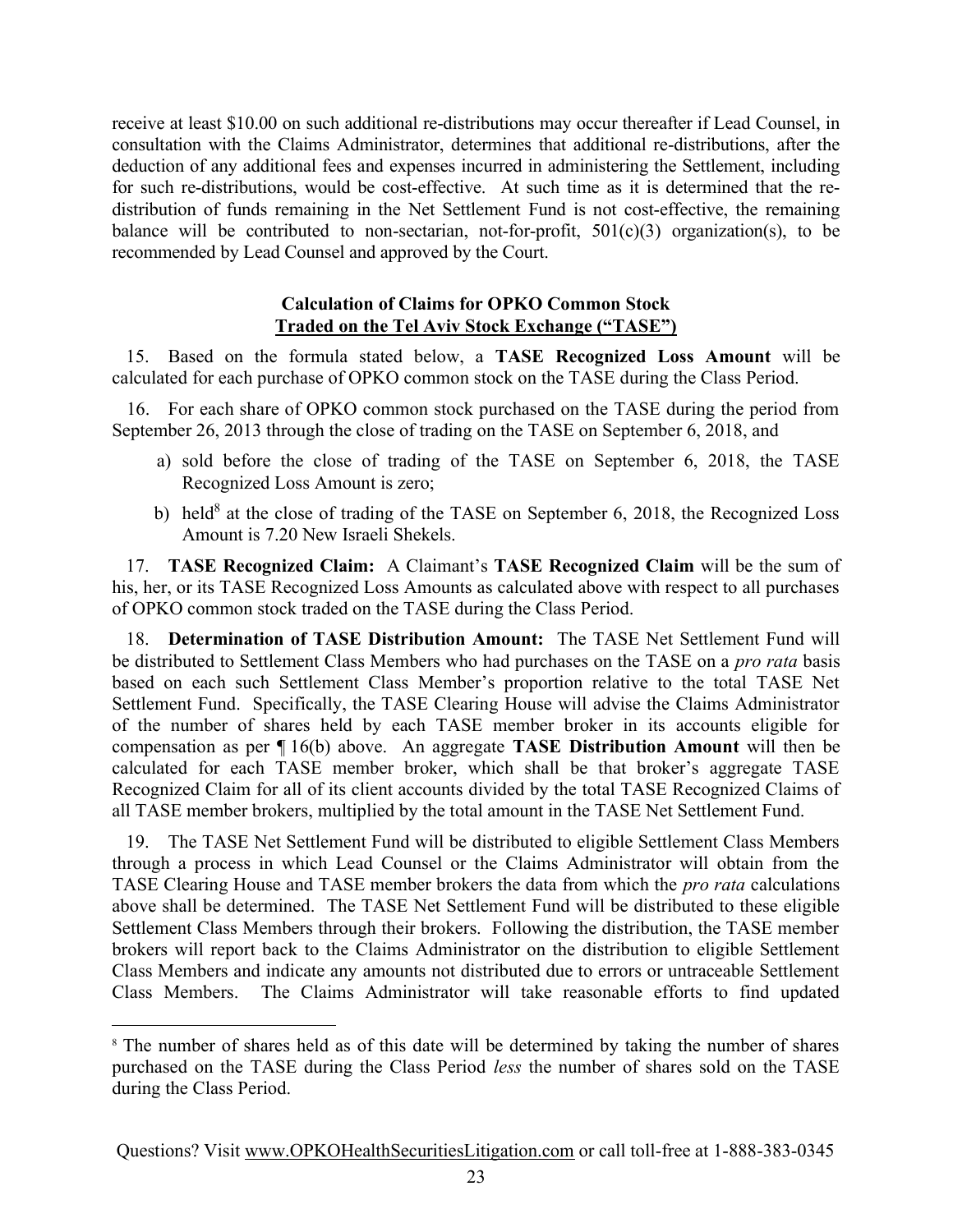receive at least $10.00 on such additional re-distributions may occur thereafter if Lead Counsel, in consultation with the Claims Administrator, determines that additional re-distributions, after the deduction of any additional fees and expenses incurred in administering the Settlement, including for such re-distributions, would be cost-effective. At such time as it is determined that the re-distribution of funds remaining in the Net Settlement Fund is not cost-effective, the remaining balance will be contributed to non-sectarian, not-for-profit, 501(c)(3) organization(s), to be recommended by Lead Counsel and approved by the Court.

### Calculation of Claims for OPKO Common Stock Traded on the Tel Aviv Stock Exchange ("TASE")

15. Based on the formula stated below, a **TASE Recognized Loss Amount** will be calculated for each purchase of OPKO common stock on the TASE during the Class Period.

16. For each share of OPKO common stock purchased on the TASE during the period from September 26, 2013 through the close of trading on the TASE on September 6, 2018, and

a) sold before the close of trading of the TASE on September 6, 2018, the TASE Recognized Loss Amount is zero;

b) held[8] at the close of trading of the TASE on September 6, 2018, the Recognized Loss Amount is 7.20 New Israeli Shekels.

17. **TASE Recognized Claim:** A Claimant's **TASE Recognized Claim** will be the sum of his, her, or its TASE Recognized Loss Amounts as calculated above with respect to all purchases of OPKO common stock traded on the TASE during the Class Period.

18. **Determination of TASE Distribution Amount:** The TASE Net Settlement Fund will be distributed to Settlement Class Members who had purchases on the TASE on a *pro rata* basis based on each such Settlement Class Member's proportion relative to the total TASE Net Settlement Fund. Specifically, the TASE Clearing House will advise the Claims Administrator of the number of shares held by each TASE member broker in its accounts eligible for compensation as per ¶ 16(b) above. An aggregate **TASE Distribution Amount** will then be calculated for each TASE member broker, which shall be that broker's aggregate TASE Recognized Claim for all of its client accounts divided by the total TASE Recognized Claims of all TASE member brokers, multiplied by the total amount in the TASE Net Settlement Fund.

19. The TASE Net Settlement Fund will be distributed to eligible Settlement Class Members through a process in which Lead Counsel or the Claims Administrator will obtain from the TASE Clearing House and TASE member brokers the data from which the *pro rata* calculations above shall be determined. The TASE Net Settlement Fund will be distributed to these eligible Settlement Class Members through their brokers. Following the distribution, the TASE member brokers will report back to the Claims Administrator on the distribution to eligible Settlement Class Members and indicate any amounts not distributed due to errors or untraceable Settlement Class Members. The Claims Administrator will take reasonable efforts to find updated

---

[8] The number of shares held as of this date will be determined by taking the number of shares purchased on the TASE during the Class Period *less* the number of shares sold on the TASE during the Class Period.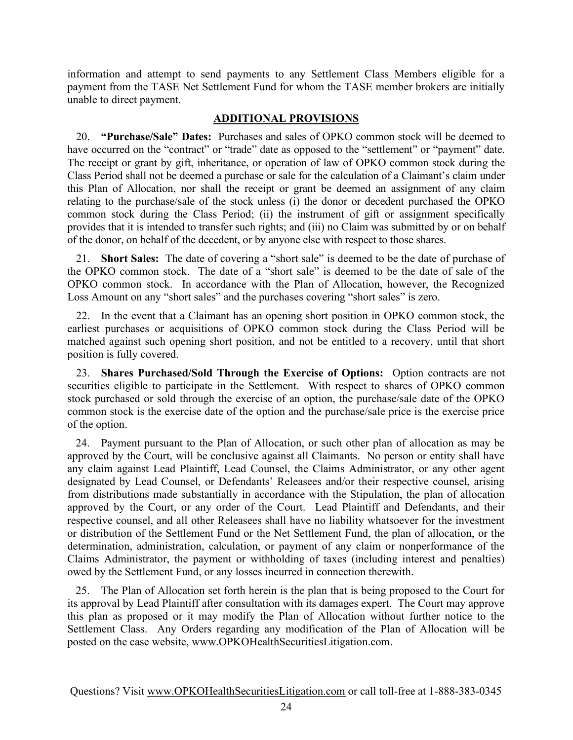information and attempt to send payments to any Settlement Class Members eligible for a payment from the TASE Net Settlement Fund for whom the TASE member brokers are initially unable to direct payment.

## ADDITIONAL PROVISIONS

20. **"Purchase/Sale" Dates:** Purchases and sales of OPKO common stock will be deemed to have occurred on the "contract" or "trade" date as opposed to the "settlement" or "payment" date. The receipt or grant by gift, inheritance, or operation of law of OPKO common stock during the Class Period shall not be deemed a purchase or sale for the calculation of a Claimant's claim under this Plan of Allocation, nor shall the receipt or grant be deemed an assignment of any claim relating to the purchase/sale of the stock unless (i) the donor or decedent purchased the OPKO common stock during the Class Period; (ii) the instrument of gift or assignment specifically provides that it is intended to transfer such rights; and (iii) no Claim was submitted by or on behalf of the donor, on behalf of the decedent, or by anyone else with respect to those shares.

21. **Short Sales:** The date of covering a "short sale" is deemed to be the date of purchase of the OPKO common stock. The date of a "short sale" is deemed to be the date of sale of the OPKO common stock. In accordance with the Plan of Allocation, however, the Recognized Loss Amount on any "short sales" and the purchases covering "short sales" is zero.

22. In the event that a Claimant has an opening short position in OPKO common stock, the earliest purchases or acquisitions of OPKO common stock during the Class Period will be matched against such opening short position, and not be entitled to a recovery, until that short position is fully covered.

23. **Shares Purchased/Sold Through the Exercise of Options:** Option contracts are not securities eligible to participate in the Settlement. With respect to shares of OPKO common stock purchased or sold through the exercise of an option, the purchase/sale date of the OPKO common stock is the exercise date of the option and the purchase/sale price is the exercise price of the option.

24. Payment pursuant to the Plan of Allocation, or such other plan of allocation as may be approved by the Court, will be conclusive against all Claimants. No person or entity shall have any claim against Lead Plaintiff, Lead Counsel, the Claims Administrator, or any other agent designated by Lead Counsel, or Defendants' Releasees and/or their respective counsel, arising from distributions made substantially in accordance with the Stipulation, the plan of allocation approved by the Court, or any order of the Court. Lead Plaintiff and Defendants, and their respective counsel, and all other Releasees shall have no liability whatsoever for the investment or distribution of the Settlement Fund or the Net Settlement Fund, the plan of allocation, or the determination, administration, calculation, or payment of any claim or nonperformance of the Claims Administrator, the payment or withholding of taxes (including interest and penalties) owed by the Settlement Fund, or any losses incurred in connection therewith.

25. The Plan of Allocation set forth herein is the plan that is being proposed to the Court for its approval by Lead Plaintiff after consultation with its damages expert. The Court may approve this plan as proposed or it may modify the Plan of Allocation without further notice to the Settlement Class. Any Orders regarding any modification of the Plan of Allocation will be posted on the case website, www.OPKOHealthSecuritiesLitigation.com.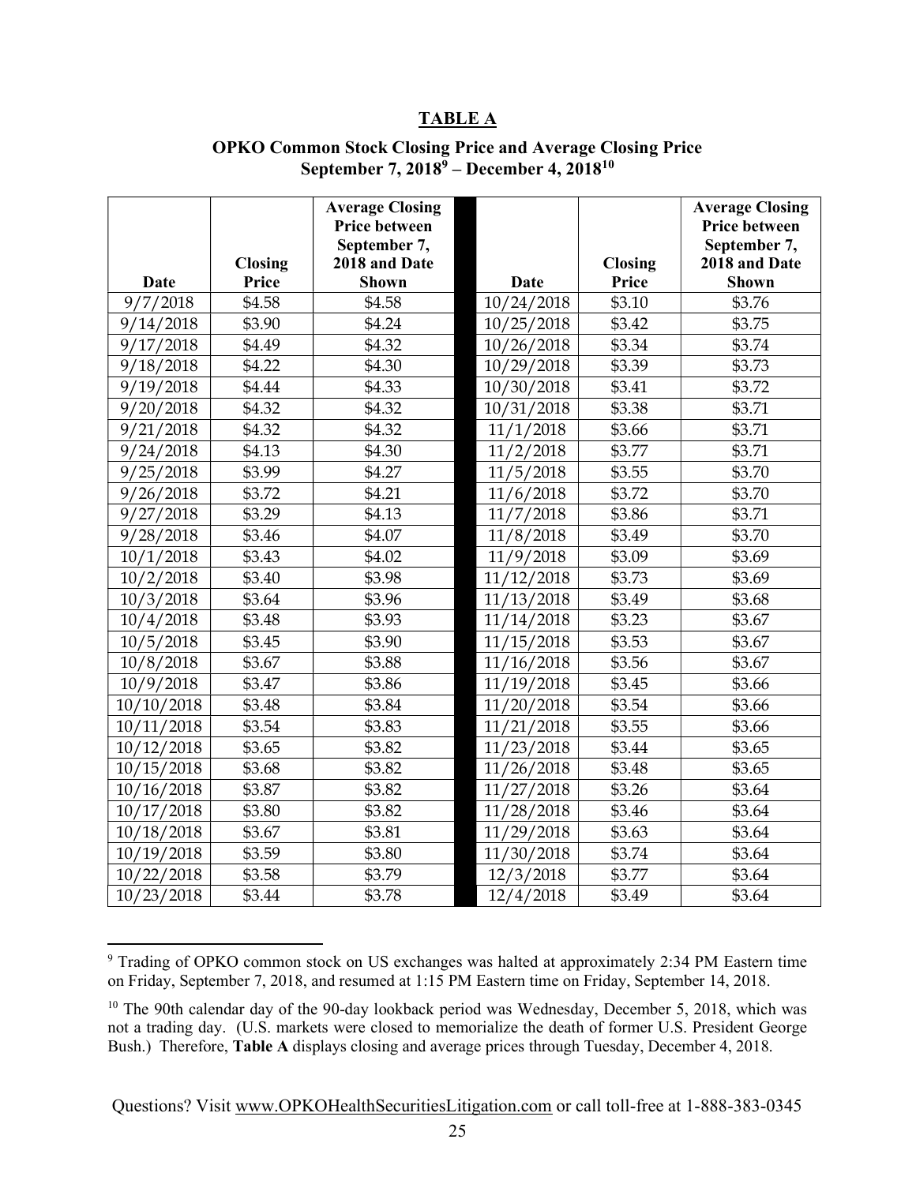## TABLE A

**OPKO Common Stock Closing Price and Average Closing Price September 7, 2018[9] – December 4, 2018[10]**

| Date | Closing Price | Average Closing Price between September 7, 2018 and Date Shown | Date | Closing Price | Average Closing Price between September 7, 2018 and Date Shown |
|---|---|---|---|---|---|
| 9/7/2018 | $4.58 | $4.58 | 10/24/2018 | $3.10 | $3.76 |
| 9/14/2018 | $3.90 | $4.24 | 10/25/2018 | $3.42 | $3.75 |
| 9/17/2018 | $4.49 | $4.32 | 10/26/2018 | $3.34 | $3.74 |
| 9/18/2018 | $4.22 | $4.30 | 10/29/2018 | $3.39 | $3.73 |
| 9/19/2018 | $4.44 | $4.33 | 10/30/2018 | $3.41 | $3.72 |
| 9/20/2018 | $4.32 | $4.32 | 10/31/2018 | $3.38 | $3.71 |
| 9/21/2018 | $4.32 | $4.32 | 11/1/2018 | $3.66 | $3.71 |
| 9/24/2018 | $4.13 | $4.30 | 11/2/2018 | $3.77 | $3.71 |
| 9/25/2018 | $3.99 | $4.27 | 11/5/2018 | $3.55 | $3.70 |
| 9/26/2018 | $3.72 | $4.21 | 11/6/2018 | $3.72 | $3.70 |
| 9/27/2018 | $3.29 | $4.13 | 11/7/2018 | $3.86 | $3.71 |
| 9/28/2018 | $3.46 | $4.07 | 11/8/2018 | $3.49 | $3.70 |
| 10/1/2018 | $3.43 | $4.02 | 11/9/2018 | $3.09 | $3.69 |
| 10/2/2018 | $3.40 | $3.98 | 11/12/2018 | $3.73 | $3.69 |
| 10/3/2018 | $3.64 | $3.96 | 11/13/2018 | $3.49 | $3.68 |
| 10/4/2018 | $3.48 | $3.93 | 11/14/2018 | $3.23 | $3.67 |
| 10/5/2018 | $3.45 | $3.90 | 11/15/2018 | $3.53 | $3.67 |
| 10/8/2018 | $3.67 | $3.88 | 11/16/2018 | $3.56 | $3.67 |
| 10/9/2018 | $3.47 | $3.86 | 11/19/2018 | $3.45 | $3.66 |
| 10/10/2018 | $3.48 | $3.84 | 11/20/2018 | $3.54 | $3.66 |
| 10/11/2018 | $3.54 | $3.83 | 11/21/2018 | $3.55 | $3.66 |
| 10/12/2018 | $3.65 | $3.82 | 11/23/2018 | $3.44 | $3.65 |
| 10/15/2018 | $3.68 | $3.82 | 11/26/2018 | $3.48 | $3.65 |
| 10/16/2018 | $3.87 | $3.82 | 11/27/2018 | $3.26 | $3.64 |
| 10/17/2018 | $3.80 | $3.82 | 11/28/2018 | $3.46 | $3.64 |
| 10/18/2018 | $3.67 | $3.81 | 11/29/2018 | $3.63 | $3.64 |
| 10/19/2018 | $3.59 | $3.80 | 11/30/2018 | $3.74 | $3.64 |
| 10/22/2018 | $3.58 | $3.79 | 12/3/2018 | $3.77 | $3.64 |
| 10/23/2018 | $3.44 | $3.78 | 12/4/2018 | $3.49 | $3.64 |

[9] Trading of OPKO common stock on US exchanges was halted at approximately 2:34 PM Eastern time on Friday, September 7, 2018, and resumed at 1:15 PM Eastern time on Friday, September 14, 2018.

[10] The 90th calendar day of the 90-day lookback period was Wednesday, December 5, 2018, which was not a trading day. (U.S. markets were closed to memorialize the death of former U.S. President George Bush.) Therefore, **Table A** displays closing and average prices through Tuesday, December 4, 2018.

Questions? Visit www.OPKOHealthSecuritiesLitigation.com or call toll-free at 1-888-383-0345